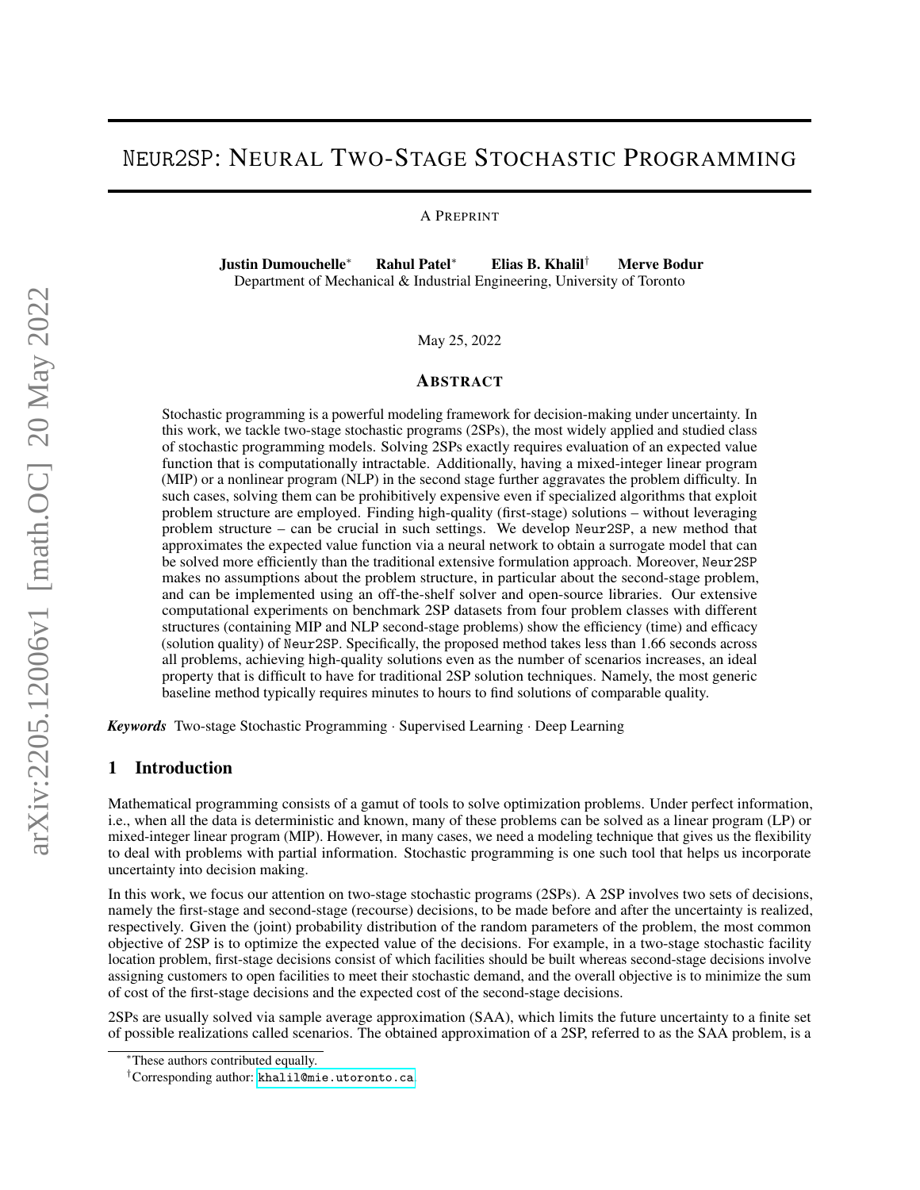# Neur2SP: Neural Two-Stage Stochastic Programming

A Preprint

**Justin Dumouchelle**[*] **Rahul Patel**[*] **Elias B. Khalil**[†] **Merve Bodur**
Department of Mechanical & Industrial Engineering, University of Toronto

May 25, 2022

## Abstract

Stochastic programming is a powerful modeling framework for decision-making under uncertainty. In this work, we tackle two-stage stochastic programs (2SPs), the most widely applied and studied class of stochastic programming models. Solving 2SPs exactly requires evaluation of an expected value function that is computationally intractable. Additionally, having a mixed-integer linear program (MIP) or a nonlinear program (NLP) in the second stage further aggravates the problem difficulty. In such cases, solving them can be prohibitively expensive even if specialized algorithms that exploit problem structure are employed. Finding high-quality (first-stage) solutions – without leveraging problem structure – can be crucial in such settings. We develop `Neur2SP`, a new method that approximates the expected value function via a neural network to obtain a surrogate model that can be solved more efficiently than the traditional extensive formulation approach. Moreover, `Neur2SP` makes no assumptions about the problem structure, in particular about the second-stage problem, and can be implemented using an off-the-shelf solver and open-source libraries. Our extensive computational experiments on benchmark 2SP datasets from four problem classes with different structures (containing MIP and NLP second-stage problems) show the efficiency (time) and efficacy (solution quality) of `Neur2SP`. Specifically, the proposed method takes less than 1.66 seconds across all problems, achieving high-quality solutions even as the number of scenarios increases, an ideal property that is difficult to have for traditional 2SP solution techniques. Namely, the most generic baseline method typically requires minutes to hours to find solutions of comparable quality.

***Keywords*** Two-stage Stochastic Programming · Supervised Learning · Deep Learning

## 1 Introduction

Mathematical programming consists of a gamut of tools to solve optimization problems. Under perfect information, i.e., when all the data is deterministic and known, many of these problems can be solved as a linear program (LP) or mixed-integer linear program (MIP). However, in many cases, we need a modeling technique that gives us the flexibility to deal with problems with partial information. Stochastic programming is one such tool that helps us incorporate uncertainty into decision making.

In this work, we focus our attention on two-stage stochastic programs (2SPs). A 2SP involves two sets of decisions, namely the first-stage and second-stage (recourse) decisions, to be made before and after the uncertainty is realized, respectively. Given the (joint) probability distribution of the random parameters of the problem, the most common objective of 2SP is to optimize the expected value of the decisions. For example, in a two-stage stochastic facility location problem, first-stage decisions consist of which facilities should be built whereas second-stage decisions involve assigning customers to open facilities to meet their stochastic demand, and the overall objective is to minimize the sum of cost of the first-stage decisions and the expected cost of the second-stage decisions.

2SPs are usually solved via sample average approximation (SAA), which limits the future uncertainty to a finite set of possible realizations called scenarios. The obtained approximation of a 2SP, referred to as the SAA problem, is a

[*]These authors contributed equally.

[†]Corresponding author: khalil@mie.utoronto.ca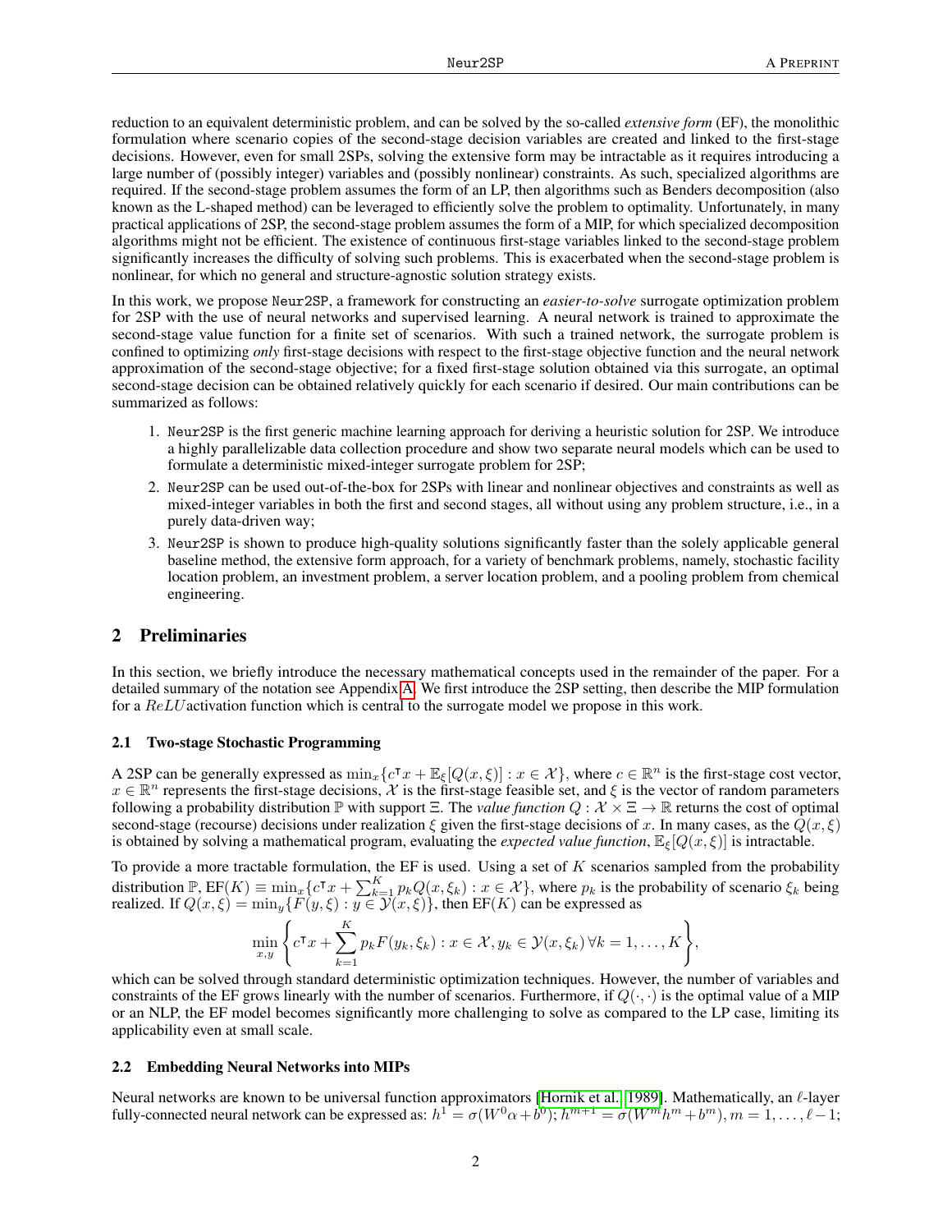reduction to an equivalent deterministic problem, and can be solved by the so-called *extensive form* (EF), the monolithic formulation where scenario copies of the second-stage decision variables are created and linked to the first-stage decisions. However, even for small 2SPs, solving the extensive form may be intractable as it requires introducing a large number of (possibly integer) variables and (possibly nonlinear) constraints. As such, specialized algorithms are required. If the second-stage problem assumes the form of an LP, then algorithms such as Benders decomposition (also known as the L-shaped method) can be leveraged to efficiently solve the problem to optimality. Unfortunately, in many practical applications of 2SP, the second-stage problem assumes the form of a MIP, for which specialized decomposition algorithms might not be efficient. The existence of continuous first-stage variables linked to the second-stage problem significantly increases the difficulty of solving such problems. This is exacerbated when the second-stage problem is nonlinear, for which no general and structure-agnostic solution strategy exists.

In this work, we propose Neur2SP, a framework for constructing an *easier-to-solve* surrogate optimization problem for 2SP with the use of neural networks and supervised learning. A neural network is trained to approximate the second-stage value function for a finite set of scenarios. With such a trained network, the surrogate problem is confined to optimizing *only* first-stage decisions with respect to the first-stage objective function and the neural network approximation of the second-stage objective; for a fixed first-stage solution obtained via this surrogate, an optimal second-stage decision can be obtained relatively quickly for each scenario if desired. Our main contributions can be summarized as follows:

1. Neur2SP is the first generic machine learning approach for deriving a heuristic solution for 2SP. We introduce a highly parallelizable data collection procedure and show two separate neural models which can be used to formulate a deterministic mixed-integer surrogate problem for 2SP;
2. Neur2SP can be used out-of-the-box for 2SPs with linear and nonlinear objectives and constraints as well as mixed-integer variables in both the first and second stages, all without using any problem structure, i.e., in a purely data-driven way;
3. Neur2SP is shown to produce high-quality solutions significantly faster than the solely applicable general baseline method, the extensive form approach, for a variety of benchmark problems, namely, stochastic facility location problem, an investment problem, a server location problem, and a pooling problem from chemical engineering.

## 2 Preliminaries

In this section, we briefly introduce the necessary mathematical concepts used in the remainder of the paper. For a detailed summary of the notation see Appendix A. We first introduce the 2SP setting, then describe the MIP formulation for a $ReLU$activation function which is central to the surrogate model we propose in this work.

### 2.1 Two-stage Stochastic Programming

A 2SP can be generally expressed as $\min_x \{c^\intercal x + \mathbb{E}_\xi[Q(x, \xi)] : x \in \mathcal{X}\}$, where $c \in \mathbb{R}^n$ is the first-stage cost vector, $x \in \mathbb{R}^n$ represents the first-stage decisions, $\mathcal{X}$ is the first-stage feasible set, and $\xi$ is the vector of random parameters following a probability distribution $\mathbb{P}$ with support $\Xi$. The *value function* $Q : \mathcal{X} \times \Xi \to \mathbb{R}$ returns the cost of optimal second-stage (recourse) decisions under realization $\xi$ given the first-stage decisions of $x$. In many cases, as the $Q(x, \xi)$ is obtained by solving a mathematical program, evaluating the *expected value function*, $\mathbb{E}_\xi[Q(x, \xi)]$ is intractable.

To provide a more tractable formulation, the EF is used. Using a set of $K$ scenarios sampled from the probability distribution $\mathbb{P}$, $\text{EF}(K) \equiv \min_x \{c^\intercal x + \sum_{k=1}^{K} p_k Q(x, \xi_k) : x \in \mathcal{X}\}$, where $p_k$ is the probability of scenario $\xi_k$ being realized. If $Q(x, \xi) = \min_y \{F(y, \xi) : y \in \mathcal{Y}(x, \xi)\}$, then $\text{EF}(K)$ can be expressed as

$$\min_{x,y} \left\{ c^\intercal x + \sum_{k=1}^{K} p_k F(y_k, \xi_k) : x \in \mathcal{X}, y_k \in \mathcal{Y}(x, \xi_k)\, \forall k = 1, \ldots, K \right\},$$

which can be solved through standard deterministic optimization techniques. However, the number of variables and constraints of the EF grows linearly with the number of scenarios. Furthermore, if $Q(\cdot, \cdot)$ is the optimal value of a MIP or an NLP, the EF model becomes significantly more challenging to solve as compared to the LP case, limiting its applicability even at small scale.

### 2.2 Embedding Neural Networks into MIPs

Neural networks are known to be universal function approximators [Hornik et al., 1989]. Mathematically, an $\ell$-layer fully-connected neural network can be expressed as: $h^1 = \sigma(W^0 \alpha + b^0)$; $h^{m+1} = \sigma(W^m h^m + b^m), m = 1, \ldots, \ell - 1$;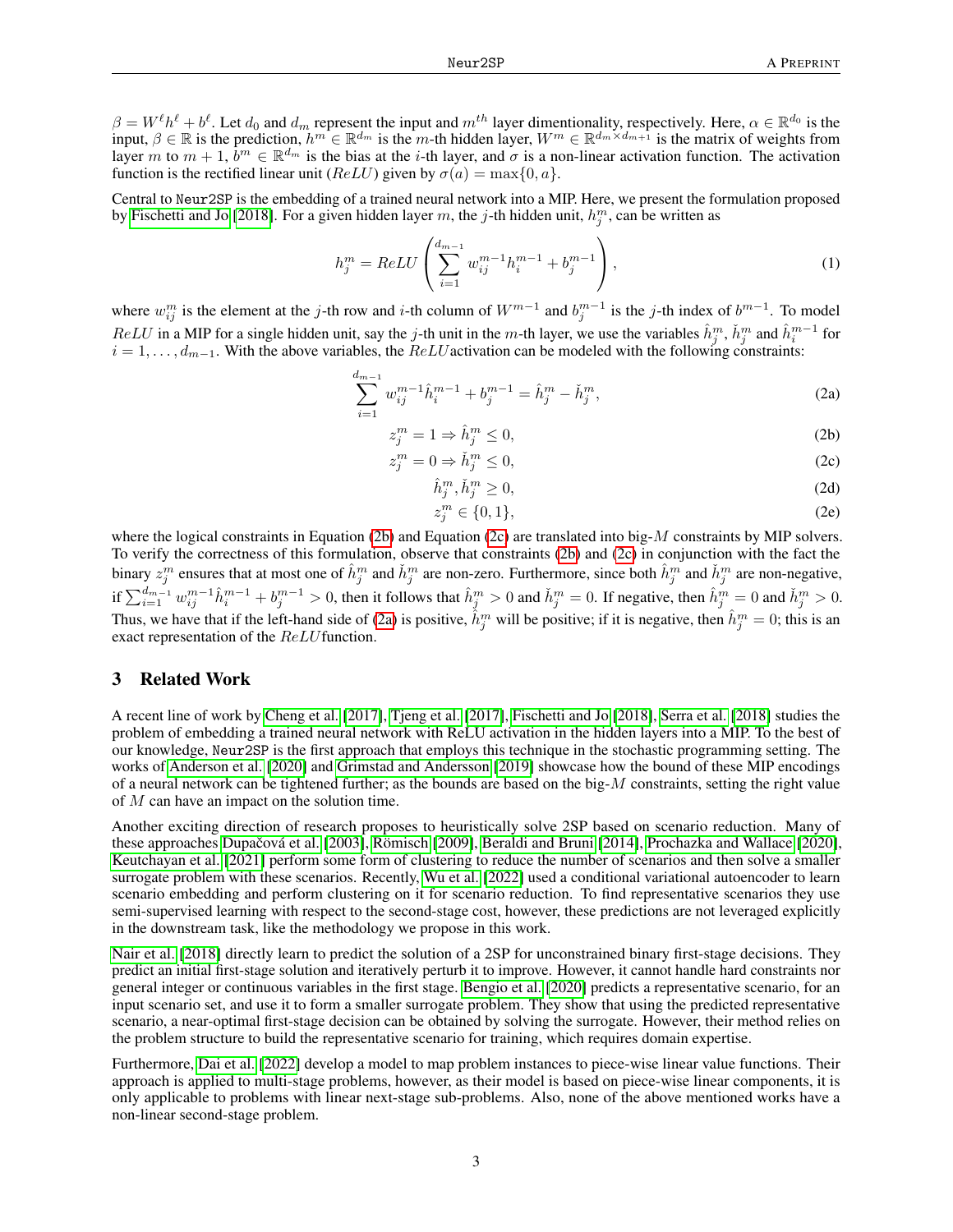$\beta = W^{\ell} h^{\ell} + b^{\ell}$. Let $d_0$ and $d_m$ represent the input and $m^{th}$ layer dimentionality, respectively. Here, $\alpha \in \mathbb{R}^{d_0}$ is the input, $\beta \in \mathbb{R}$ is the prediction, $h^m \in \mathbb{R}^{d_m}$ is the $m$-th hidden layer, $W^m \in \mathbb{R}^{d_m \times d_{m+1}}$ is the matrix of weights from layer $m$ to $m+1$, $b^m \in \mathbb{R}^{d_m}$ is the bias at the $i$-th layer, and $\sigma$ is a non-linear activation function. The activation function is the rectified linear unit ($ReLU$) given by $\sigma(a) = \max\{0, a\}$.

Central to `Neur2SP` is the embedding of a trained neural network into a MIP. Here, we present the formulation proposed by Fischetti and Jo [2018]. For a given hidden layer $m$, the $j$-th hidden unit, $h_j^m$, can be written as

$$h_j^m = ReLU\left(\sum_{i=1}^{d_{m-1}} w_{ij}^{m-1} h_i^{m-1} + b_j^{m-1}\right), \tag{1}$$

where $w_{ij}^m$ is the element at the $j$-th row and $i$-th column of $W^{m-1}$ and $b_j^{m-1}$ is the $j$-th index of $b^{m-1}$. To model $ReLU$ in a MIP for a single hidden unit, say the $j$-th unit in the $m$-th layer, we use the variables $\hat{h}_j^m$, $\check{h}_j^m$ and $\hat{h}_i^{m-1}$ for $i = 1, \ldots, d_{m-1}$. With the above variables, the $ReLU$activation can be modeled with the following constraints:

$$\sum_{i=1}^{d_{m-1}} w_{ij}^{m-1} \hat{h}_i^{m-1} + b_j^{m-1} = \hat{h}_j^m - \check{h}_j^m, \tag{2a}$$

$$z_j^m = 1 \Rightarrow \hat{h}_j^m \leq 0, \tag{2b}$$

$$z_j^m = 0 \Rightarrow \check{h}_j^m \leq 0, \tag{2c}$$

$$\hat{h}_j^m, \check{h}_j^m \geq 0, \tag{2d}$$

$$z_j^m \in \{0, 1\}, \tag{2e}$$

where the logical constraints in Equation (2b) and Equation (2c) are translated into big-$M$ constraints by MIP solvers. To verify the correctness of this formulation, observe that constraints (2b) and (2c) in conjunction with the fact the binary $z_j^m$ ensures that at most one of $\hat{h}_j^m$ and $\check{h}_j^m$ are non-zero. Furthermore, since both $\hat{h}_j^m$ and $\check{h}_j^m$ are non-negative, if $\sum_{i=1}^{d_{m-1}} w_{ij}^{m-1} \hat{h}_i^{m-1} + b_j^{m-1} > 0$, then it follows that $\hat{h}_j^m > 0$ and $\check{h}_j^m = 0$. If negative, then $\hat{h}_j^m = 0$ and $\check{h}_j^m > 0$. Thus, we have that if the left-hand side of (2a) is positive, $\hat{h}_j^m$ will be positive; if it is negative, then $\hat{h}_j^m = 0$; this is an exact representation of the $ReLU$function.

## 3 Related Work

A recent line of work by Cheng et al. [2017], Tjeng et al. [2017], Fischetti and Jo [2018], Serra et al. [2018] studies the problem of embedding a trained neural network with ReLU activation in the hidden layers into a MIP. To the best of our knowledge, `Neur2SP` is the first approach that employs this technique in the stochastic programming setting. The works of Anderson et al. [2020] and Grimstad and Andersson [2019] showcase how the bound of these MIP encodings of a neural network can be tightened further; as the bounds are based on the big-$M$ constraints, setting the right value of $M$ can have an impact on the solution time.

Another exciting direction of research proposes to heuristically solve 2SP based on scenario reduction. Many of these approaches Dupačová et al. [2003], Römisch [2009], Beraldi and Bruni [2014], Prochazka and Wallace [2020], Keutchayan et al. [2021] perform some form of clustering to reduce the number of scenarios and then solve a smaller surrogate problem with these scenarios. Recently, Wu et al. [2022] used a conditional variational autoencoder to learn scenario embedding and perform clustering on it for scenario reduction. To find representative scenarios they use semi-supervised learning with respect to the second-stage cost, however, these predictions are not leveraged explicitly in the downstream task, like the methodology we propose in this work.

Nair et al. [2018] directly learn to predict the solution of a 2SP for unconstrained binary first-stage decisions. They predict an initial first-stage solution and iteratively perturb it to improve. However, it cannot handle hard constraints nor general integer or continuous variables in the first stage. Bengio et al. [2020] predicts a representative scenario, for an input scenario set, and use it to form a smaller surrogate problem. They show that using the predicted representative scenario, a near-optimal first-stage decision can be obtained by solving the surrogate. However, their method relies on the problem structure to build the representative scenario for training, which requires domain expertise.

Furthermore, Dai et al. [2022] develop a model to map problem instances to piece-wise linear value functions. Their approach is applied to multi-stage problems, however, as their model is based on piece-wise linear components, it is only applicable to problems with linear next-stage sub-problems. Also, none of the above mentioned works have a non-linear second-stage problem.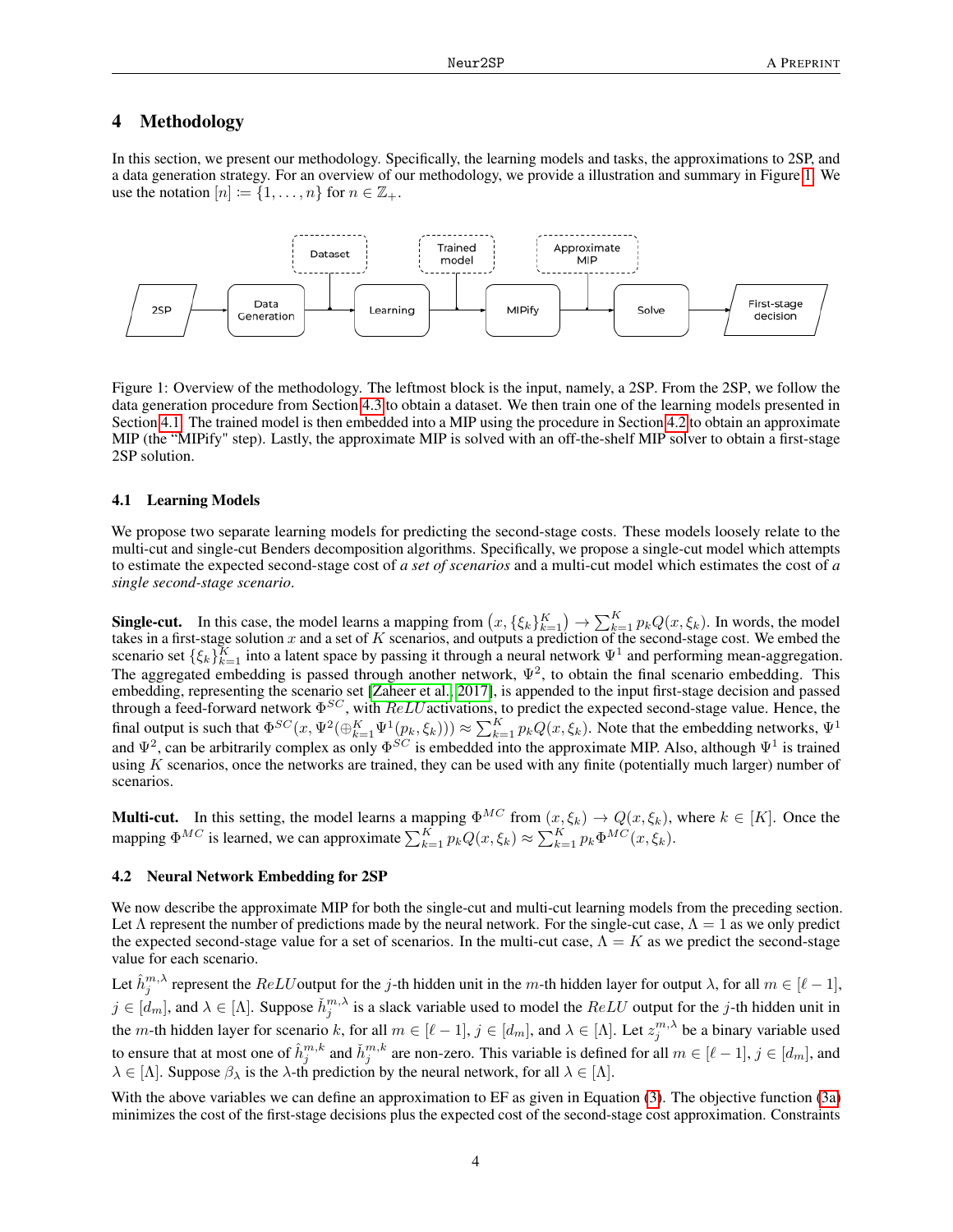## 4 Methodology

In this section, we present our methodology. Specifically, the learning models and tasks, the approximations to 2SP, and a data generation strategy. For an overview of our methodology, we provide a illustration and summary in Figure 1. We use the notation $[n] \coloneqq \{1, \ldots, n\}$ for $n \in \mathbb{Z}_+$.

Figure 1: Overview of the methodology. The leftmost block is the input, namely, a 2SP. From the 2SP, we follow the data generation procedure from Section 4.3 to obtain a dataset. We then train one of the learning models presented in Section 4.1. The trained model is then embedded into a MIP using the procedure in Section 4.2 to obtain an approximate MIP (the "MIPify" step). Lastly, the approximate MIP is solved with an off-the-shelf MIP solver to obtain a first-stage 2SP solution.

### 4.1 Learning Models

We propose two separate learning models for predicting the second-stage costs. These models loosely relate to the multi-cut and single-cut Benders decomposition algorithms. Specifically, we propose a single-cut model which attempts to estimate the expected second-stage cost of *a set of scenarios* and a multi-cut model which estimates the cost of *a single second-stage scenario*.

**Single-cut.** In this case, the model learns a mapping from $\left(x, \{\xi_k\}_{k=1}^K\right) \to \sum_{k=1}^K p_k Q(x, \xi_k)$. In words, the model takes in a first-stage solution $x$ and a set of $K$ scenarios, and outputs a prediction of the second-stage cost. We embed the scenario set $\{\xi_k\}_{k=1}^K$ into a latent space by passing it through a neural network $\Psi^1$ and performing mean-aggregation. The aggregated embedding is passed through another network, $\Psi^2$, to obtain the final scenario embedding. This embedding, representing the scenario set [Zaheer et al., 2017], is appended to the input first-stage decision and passed through a feed-forward network $\Phi^{SC}$, with $ReLU$ activations, to predict the expected second-stage value. Hence, the final output is such that $\Phi^{SC}(x, \Psi^2(\oplus_{k=1}^K \Psi^1(p_k, \xi_k))) \approx \sum_{k=1}^K p_k Q(x, \xi_k)$. Note that the embedding networks, $\Psi^1$ and $\Psi^2$, can be arbitrarily complex as only $\Phi^{SC}$ is embedded into the approximate MIP. Also, although $\Psi^1$ is trained using $K$ scenarios, once the networks are trained, they can be used with any finite (potentially much larger) number of scenarios.

**Multi-cut.** In this setting, the model learns a mapping $\Phi^{MC}$ from $(x, \xi_k) \to Q(x, \xi_k)$, where $k \in [K]$. Once the mapping $\Phi^{MC}$ is learned, we can approximate $\sum_{k=1}^K p_k Q(x, \xi_k) \approx \sum_{k=1}^K p_k \Phi^{MC}(x, \xi_k)$.

### 4.2 Neural Network Embedding for 2SP

We now describe the approximate MIP for both the single-cut and multi-cut learning models from the preceding section. Let $\Lambda$ represent the number of predictions made by the neural network. For the single-cut case, $\Lambda = 1$ as we only predict the expected second-stage value for a set of scenarios. In the multi-cut case, $\Lambda = K$ as we predict the second-stage value for each scenario.

Let $\hat{h}_j^{m,\lambda}$ represent the $ReLU$ output for the $j$-th hidden unit in the $m$-th hidden layer for output $\lambda$, for all $m \in [\ell - 1]$, $j \in [d_m]$, and $\lambda \in [\Lambda]$. Suppose $\check{h}_j^{m,\lambda}$ is a slack variable used to model the $ReLU$ output for the $j$-th hidden unit in the $m$-th hidden layer for scenario $k$, for all $m \in [\ell - 1]$, $j \in [d_m]$, and $\lambda \in [\Lambda]$. Let $z_j^{m,\lambda}$ be a binary variable used to ensure that at most one of $\hat{h}_j^{m,k}$ and $\check{h}_j^{m,k}$ are non-zero. This variable is defined for all $m \in [\ell - 1]$, $j \in [d_m]$, and $\lambda \in [\Lambda]$. Suppose $\beta_\lambda$ is the $\lambda$-th prediction by the neural network, for all $\lambda \in [\Lambda]$.

With the above variables we can define an approximation to EF as given in Equation (3). The objective function (3a) minimizes the cost of the first-stage decisions plus the expected cost of the second-stage cost approximation. Constraints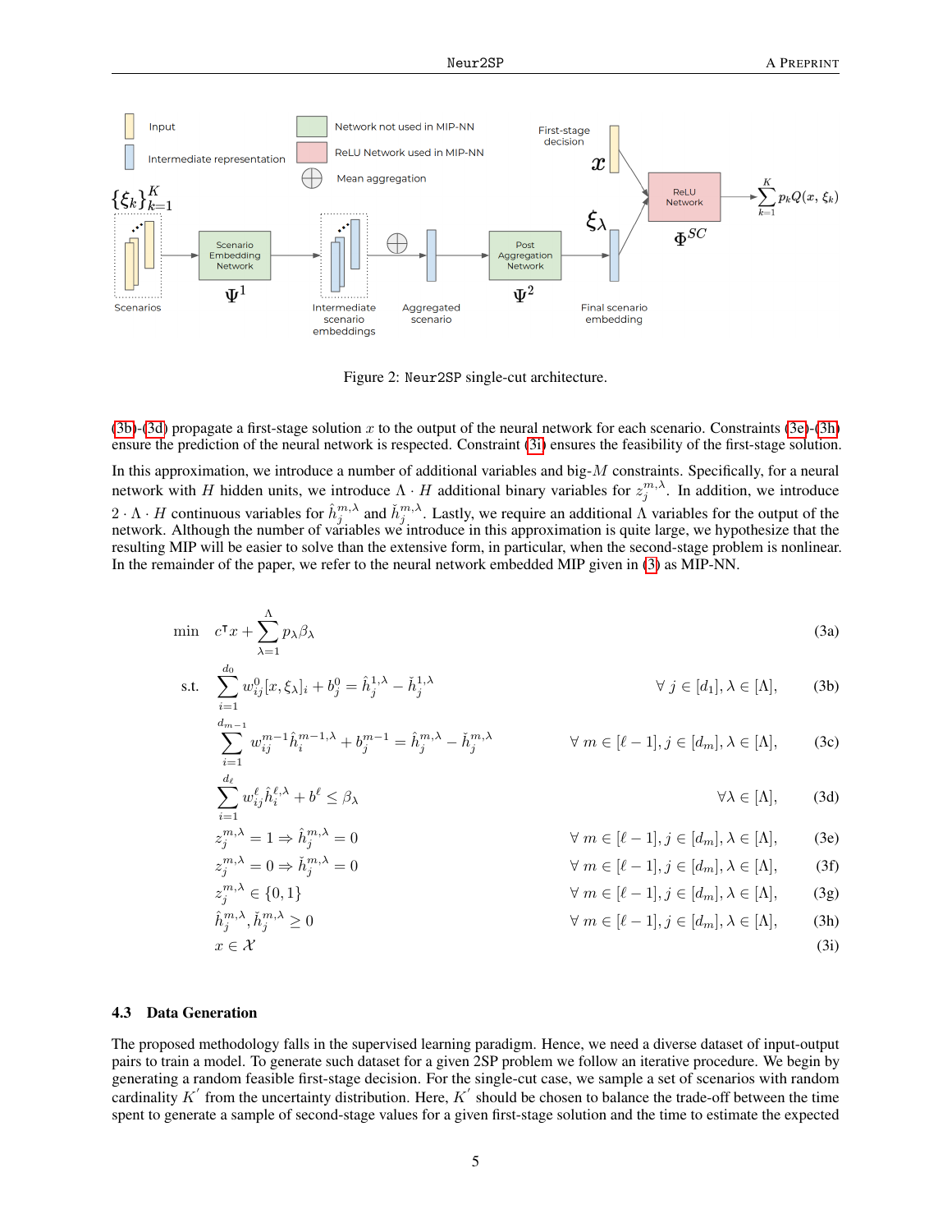Figure 2: Neur2SP single-cut architecture.

(3b)-(3d) propagate a first-stage solution $x$ to the output of the neural network for each scenario. Constraints (3e)-(3h) ensure the prediction of the neural network is respected. Constraint (3i) ensures the feasibility of the first-stage solution.

In this approximation, we introduce a number of additional variables and big-$M$ constraints. Specifically, for a neural network with $H$ hidden units, we introduce $\Lambda \cdot H$ additional binary variables for $z_j^{m,\lambda}$. In addition, we introduce $2 \cdot \Lambda \cdot H$ continuous variables for $\hat{h}_j^{m,\lambda}$ and $\check{h}_j^{m,\lambda}$. Lastly, we introduce an additional $\Lambda$ variables for the output of the network. Although the number of variables we introduce in this approximation is quite large, we hypothesize that the resulting MIP will be easier to solve than the extensive form, in particular, when the second-stage problem is nonlinear. In the remainder of the paper, we refer to the neural network embedded MIP given in (3) as MIP-NN.

$$
\begin{aligned}
\min \quad & c^\intercal x + \sum_{\lambda=1}^{\Lambda} p_\lambda \beta_\lambda & & \text{(3a)}\\
\text{s.t.} \quad & \sum_{i=1}^{d_0} w_{ij}^0 [x, \xi_\lambda]_i + b_j^0 = \hat{h}_j^{1,\lambda} - \check{h}_j^{1,\lambda} & \forall\, j \in [d_1], \lambda \in [\Lambda], & \quad \text{(3b)}\\
& \sum_{i=1}^{d_{m-1}} w_{ij}^{m-1} \hat{h}_i^{m-1,\lambda} + b_j^{m-1} = \hat{h}_j^{m,\lambda} - \check{h}_j^{m,\lambda} & \forall\, m \in [\ell-1], j \in [d_m], \lambda \in [\Lambda], & \quad \text{(3c)}\\
& \sum_{i=1}^{d_\ell} w_{ij}^{\ell} \hat{h}_i^{\ell,\lambda} + b^\ell \leq \beta_\lambda & \forall \lambda \in [\Lambda], & \quad \text{(3d)}\\
& z_j^{m,\lambda} = 1 \Rightarrow \hat{h}_j^{m,\lambda} = 0 & \forall\, m \in [\ell-1], j \in [d_m], \lambda \in [\Lambda], & \quad \text{(3e)}\\
& z_j^{m,\lambda} = 0 \Rightarrow \check{h}_j^{m,\lambda} = 0 & \forall\, m \in [\ell-1], j \in [d_m], \lambda \in [\Lambda], & \quad \text{(3f)}\\
& z_j^{m,\lambda} \in \{0,1\} & \forall\, m \in [\ell-1], j \in [d_m], \lambda \in [\Lambda], & \quad \text{(3g)}\\
& \hat{h}_j^{m,\lambda}, \check{h}_j^{m,\lambda} \geq 0 & \forall\, m \in [\ell-1], j \in [d_m], \lambda \in [\Lambda], & \quad \text{(3h)}\\
& x \in \mathcal{X} & & \quad \text{(3i)}
\end{aligned}
$$

### 4.3 Data Generation

The proposed methodology falls in the supervised learning paradigm. Hence, we need a diverse dataset of input-output pairs to train a model. To generate such dataset for a given 2SP problem we follow an iterative procedure. We begin by generating a random feasible first-stage decision. For the single-cut case, we sample a set of scenarios with random cardinality $K'$ from the uncertainty distribution. Here, $K'$ should be chosen to balance the trade-off between the time spent to generate a sample of second-stage values for a given first-stage solution and the time to estimate the expected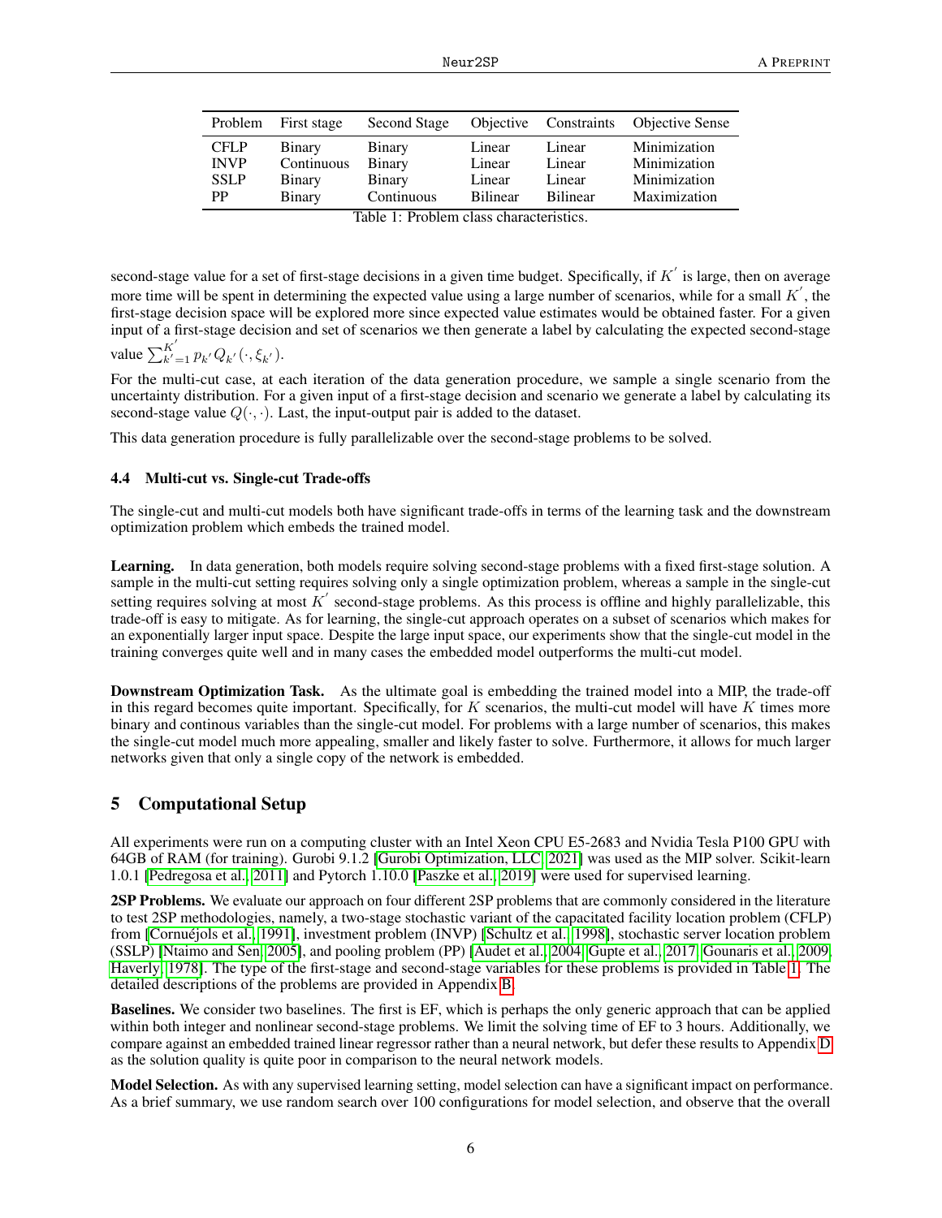| Problem | First stage | Second Stage | Objective | Constraints | Objective Sense |
|---|---|---|---|---|---|
| CFLP | Binary | Binary | Linear | Linear | Minimization |
| INVP | Continuous | Binary | Linear | Linear | Minimization |
| SSLP | Binary | Binary | Linear | Linear | Minimization |
| PP | Binary | Continuous | Bilinear | Bilinear | Maximization |

Table 1: Problem class characteristics.

second-stage value for a set of first-stage decisions in a given time budget. Specifically, if $K^{'}$ is large, then on average more time will be spent in determining the expected value using a large number of scenarios, while for a small $K^{'}$, the first-stage decision space will be explored more since expected value estimates would be obtained faster. For a given input of a first-stage decision and set of scenarios we then generate a label by calculating the expected second-stage value $\sum_{k'=1}^{K^{'}} p_{k'} Q_{k'}(\cdot, \xi_{k'})$.

For the multi-cut case, at each iteration of the data generation procedure, we sample a single scenario from the uncertainty distribution. For a given input of a first-stage decision and scenario we generate a label by calculating its second-stage value $Q(\cdot, \cdot)$. Last, the input-output pair is added to the dataset.

This data generation procedure is fully parallelizable over the second-stage problems to be solved.

### 4.4 Multi-cut vs. Single-cut Trade-offs

The single-cut and multi-cut models both have significant trade-offs in terms of the learning task and the downstream optimization problem which embeds the trained model.

**Learning.** In data generation, both models require solving second-stage problems with a fixed first-stage solution. A sample in the multi-cut setting requires solving only a single optimization problem, whereas a sample in the single-cut setting requires solving at most $K^{'}$ second-stage problems. As this process is offline and highly parallelizable, this trade-off is easy to mitigate. As for learning, the single-cut approach operates on a subset of scenarios which makes for an exponentially larger input space. Despite the large input space, our experiments show that the single-cut model in the training converges quite well and in many cases the embedded model outperforms the multi-cut model.

**Downstream Optimization Task.** As the ultimate goal is embedding the trained model into a MIP, the trade-off in this regard becomes quite important. Specifically, for $K$ scenarios, the multi-cut model will have $K$ times more binary and continous variables than the single-cut model. For problems with a large number of scenarios, this makes the single-cut model much more appealing, smaller and likely faster to solve. Furthermore, it allows for much larger networks given that only a single copy of the network is embedded.

## 5 Computational Setup

All experiments were run on a computing cluster with an Intel Xeon CPU E5-2683 and Nvidia Tesla P100 GPU with 64GB of RAM (for training). Gurobi 9.1.2 [Gurobi Optimization, LLC, 2021] was used as the MIP solver. Scikit-learn 1.0.1 [Pedregosa et al., 2011] and Pytorch 1.10.0 [Paszke et al., 2019] were used for supervised learning.

**2SP Problems.** We evaluate our approach on four different 2SP problems that are commonly considered in the literature to test 2SP methodologies, namely, a two-stage stochastic variant of the capacitated facility location problem (CFLP) from [Cornuéjols et al., 1991], investment problem (INVP) [Schultz et al., 1998], stochastic server location problem (SSLP) [Ntaimo and Sen, 2005], and pooling problem (PP) [Audet et al., 2004, Gupte et al., 2017, Gounaris et al., 2009, Haverly, 1978]. The type of the first-stage and second-stage variables for these problems is provided in Table 1. The detailed descriptions of the problems are provided in Appendix B.

**Baselines.** We consider two baselines. The first is EF, which is perhaps the only generic approach that can be applied within both integer and nonlinear second-stage problems. We limit the solving time of EF to 3 hours. Additionally, we compare against an embedded trained linear regressor rather than a neural network, but defer these results to Appendix D as the solution quality is quite poor in comparison to the neural network models.

**Model Selection.** As with any supervised learning setting, model selection can have a significant impact on performance. As a brief summary, we use random search over 100 configurations for model selection, and observe that the overall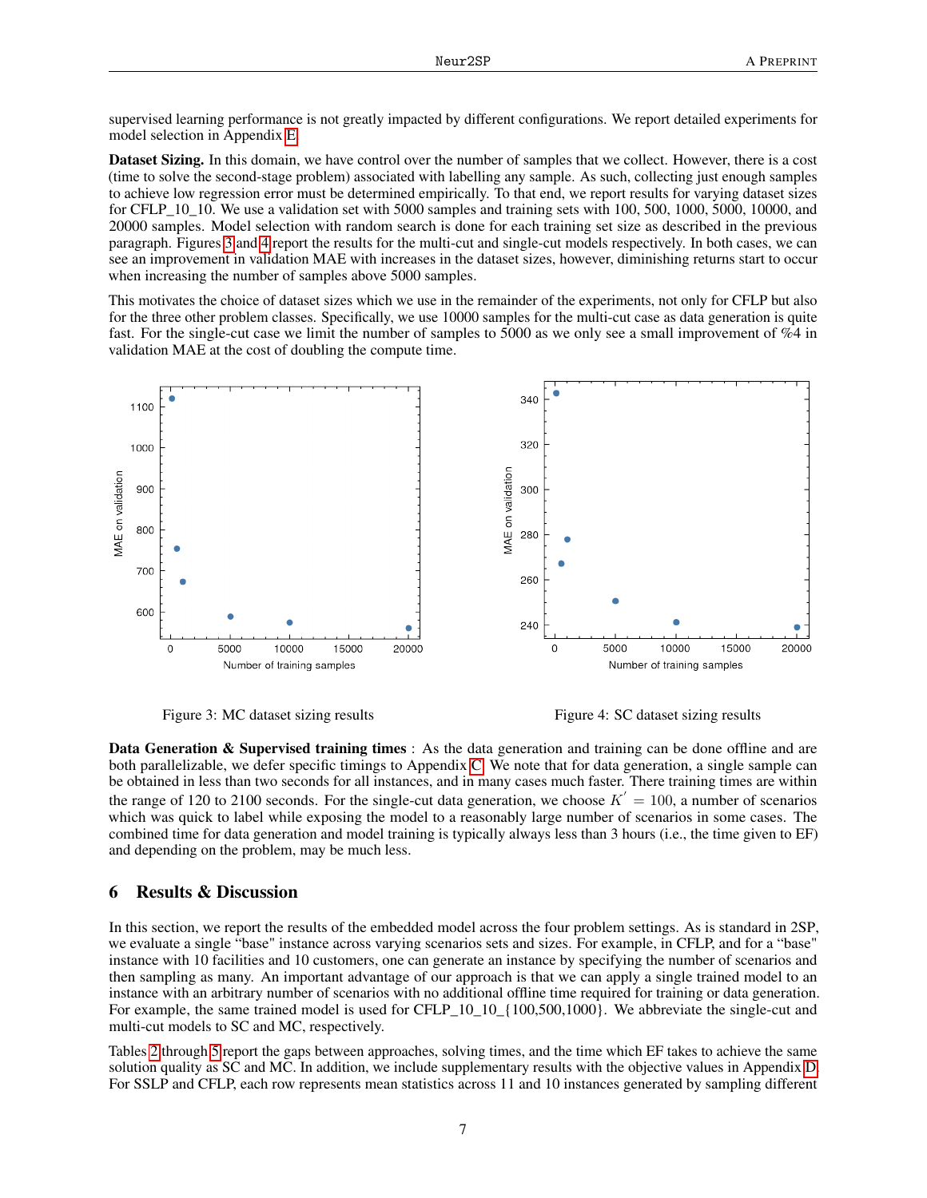supervised learning performance is not greatly impacted by different configurations. We report detailed experiments for model selection in Appendix E.

**Dataset Sizing.** In this domain, we have control over the number of samples that we collect. However, there is a cost (time to solve the second-stage problem) associated with labelling any sample. As such, collecting just enough samples to achieve low regression error must be determined empirically. To that end, we report results for varying dataset sizes for CFLP_10_10. We use a validation set with 5000 samples and training sets with 100, 500, 1000, 5000, 10000, and 20000 samples. Model selection with random search is done for each training set size as described in the previous paragraph. Figures 3 and 4 report the results for the multi-cut and single-cut models respectively. In both cases, we can see an improvement in validation MAE with increases in the dataset sizes, however, diminishing returns start to occur when increasing the number of samples above 5000 samples.

This motivates the choice of dataset sizes which we use in the remainder of the experiments, not only for CFLP but also for the three other problem classes. Specifically, we use 10000 samples for the multi-cut case as data generation is quite fast. For the single-cut case we limit the number of samples to 5000 as we only see a small improvement of %4 in validation MAE at the cost of doubling the compute time.

Figure 3: MC dataset sizing results

Figure 4: SC dataset sizing results

**Data Generation & Supervised training times** : As the data generation and training can be done offline and are both parallelizable, we defer specific timings to Appendix C. We note that for data generation, a single sample can be obtained in less than two seconds for all instances, and in many cases much faster. There training times are within the range of 120 to 2100 seconds. For the single-cut data generation, we choose $K' = 100$, a number of scenarios which was quick to label while exposing the model to a reasonably large number of scenarios in some cases. The combined time for data generation and model training is typically always less than 3 hours (i.e., the time given to EF) and depending on the problem, may be much less.

## 6 Results & Discussion

In this section, we report the results of the embedded model across the four problem settings. As is standard in 2SP, we evaluate a single "base" instance across varying scenarios sets and sizes. For example, in CFLP, and for a "base" instance with 10 facilities and 10 customers, one can generate an instance by specifying the number of scenarios and then sampling as many. An important advantage of our approach is that we can apply a single trained model to an instance with an arbitrary number of scenarios with no additional offline time required for training or data generation. For example, the same trained model is used for CFLP_10_10_{100,500,1000}. We abbreviate the single-cut and multi-cut models to SC and MC, respectively.

Tables 2 through 5 report the gaps between approaches, solving times, and the time which EF takes to achieve the same solution quality as SC and MC. In addition, we include supplementary results with the objective values in Appendix D. For SSLP and CFLP, each row represents mean statistics across 11 and 10 instances generated by sampling different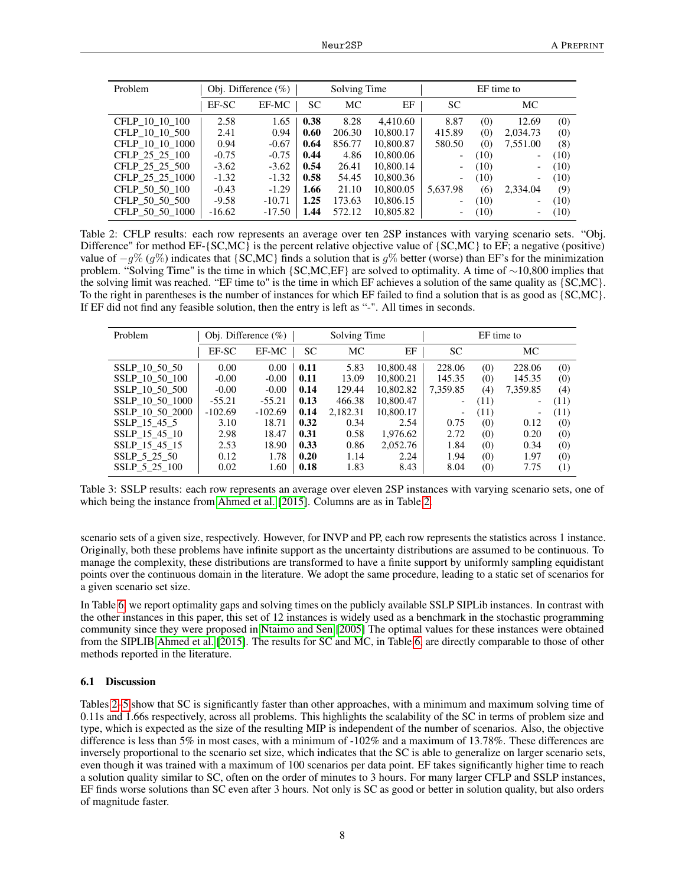| Problem | Obj. Difference (%) | | Solving Time | | | EF time to | | | |
|---|---|---|---|---|---|---|---|---|---|
| | EF-SC | EF-MC | SC | MC | EF | SC | | MC | |
| CFLP_10_10_100 | 2.58 | 1.65 | **0.38** | 8.28 | 4,410.60 | 8.87 | (0) | 12.69 | (0) |
| CFLP_10_10_500 | 2.41 | 0.94 | **0.60** | 206.30 | 10,800.17 | 415.89 | (0) | 2,034.73 | (0) |
| CFLP_10_10_1000 | 0.94 | -0.67 | **0.64** | 856.77 | 10,800.87 | 580.50 | (0) | 7,551.00 | (8) |
| CFLP_25_25_100 | -0.75 | -0.75 | **0.44** | 4.86 | 10,800.06 | - | (10) | - | (10) |
| CFLP_25_25_500 | -3.62 | -3.62 | **0.54** | 26.41 | 10,800.14 | - | (10) | - | (10) |
| CFLP_25_25_1000 | -1.32 | -1.32 | **0.58** | 54.45 | 10,800.36 | - | (10) | - | (10) |
| CFLP_50_50_100 | -0.43 | -1.29 | **1.66** | 21.10 | 10,800.05 | 5,637.98 | (6) | 2,334.04 | (9) |
| CFLP_50_50_500 | -9.58 | -10.71 | **1.25** | 173.63 | 10,806.15 | - | (10) | - | (10) |
| CFLP_50_50_1000 | -16.62 | -17.50 | **1.44** | 572.12 | 10,805.82 | - | (10) | - | (10) |

Table 2: CFLP results: each row represents an average over ten 2SP instances with varying scenario sets. "Obj. Difference" for method EF-{SC,MC} is the percent relative objective value of {SC,MC} to EF; a negative (positive) value of $-g\%$ ($g\%$) indicates that {SC,MC} finds a solution that is $g\%$ better (worse) than EF's for the minimization problem. "Solving Time" is the time in which {SC,MC,EF} are solved to optimality. A time of $\sim$10,800 implies that the solving limit was reached. "EF time to" is the time in which EF achieves a solution of the same quality as {SC,MC}. To the right in parentheses is the number of instances for which EF failed to find a solution that is as good as {SC,MC}. If EF did not find any feasible solution, then the entry is left as "-". All times in seconds.

| Problem | Obj. Difference (%) | | Solving Time | | | EF time to | | | |
|---|---|---|---|---|---|---|---|---|---|
| | EF-SC | EF-MC | SC | MC | EF | SC | | MC | |
| SSLP_10_50_50 | 0.00 | 0.00 | **0.11** | 5.83 | 10,800.48 | 228.06 | (0) | 228.06 | (0) |
| SSLP_10_50_100 | -0.00 | -0.00 | **0.11** | 13.09 | 10,800.21 | 145.35 | (0) | 145.35 | (0) |
| SSLP_10_50_500 | -0.00 | -0.00 | **0.14** | 129.44 | 10,802.82 | 7,359.85 | (4) | 7,359.85 | (4) |
| SSLP_10_50_1000 | -55.21 | -55.21 | **0.13** | 466.38 | 10,800.47 | - | (11) | - | (11) |
| SSLP_10_50_2000 | -102.69 | -102.69 | **0.14** | 2,182.31 | 10,800.17 | - | (11) | - | (11) |
| SSLP_15_45_5 | 3.10 | 18.71 | **0.32** | 0.34 | 2.54 | 0.75 | (0) | 0.12 | (0) |
| SSLP_15_45_10 | 2.98 | 18.47 | **0.31** | 0.58 | 1,976.62 | 2.72 | (0) | 0.20 | (0) |
| SSLP_15_45_15 | 2.53 | 18.90 | **0.33** | 0.86 | 2,052.76 | 1.84 | (0) | 0.34 | (0) |
| SSLP_5_25_50 | 0.12 | 1.78 | **0.20** | 1.14 | 2.24 | 1.94 | (0) | 1.97 | (0) |
| SSLP_5_25_100 | 0.02 | 1.60 | **0.18** | 1.83 | 8.43 | 8.04 | (0) | 7.75 | (1) |

Table 3: SSLP results: each row represents an average over eleven 2SP instances with varying scenario sets, one of which being the instance from Ahmed et al. [2015]. Columns are as in Table 2.

scenario sets of a given size, respectively. However, for INVP and PP, each row represents the statistics across 1 instance. Originally, both these problems have infinite support as the uncertainty distributions are assumed to be continuous. To manage the complexity, these distributions are transformed to have a finite support by uniformly sampling equidistant points over the continuous domain in the literature. We adopt the same procedure, leading to a static set of scenarios for a given scenario set size.

In Table 6, we report optimality gaps and solving times on the publicly available SSLP SIPLib instances. In contrast with the other instances in this paper, this set of 12 instances is widely used as a benchmark in the stochastic programming community since they were proposed in Ntaimo and Sen [2005] The optimal values for these instances were obtained from the SIPLIB Ahmed et al. [2015]. The results for SC and MC, in Table 6, are directly comparable to those of other methods reported in the literature.

### 6.1 Discussion

Tables 2-5 show that SC is significantly faster than other approaches, with a minimum and maximum solving time of 0.11s and 1.66s respectively, across all problems. This highlights the scalability of the SC in terms of problem size and type, which is expected as the size of the resulting MIP is independent of the number of scenarios. Also, the objective difference is less than 5% in most cases, with a minimum of -102% and a maximum of 13.78%. These differences are inversely proportional to the scenario set size, which indicates that the SC is able to generalize on larger scenario sets, even though it was trained with a maximum of 100 scenarios per data point. EF takes significantly higher time to reach a solution quality similar to SC, often on the order of minutes to 3 hours. For many larger CFLP and SSLP instances, EF finds worse solutions than SC even after 3 hours. Not only is SC as good or better in solution quality, but also orders of magnitude faster.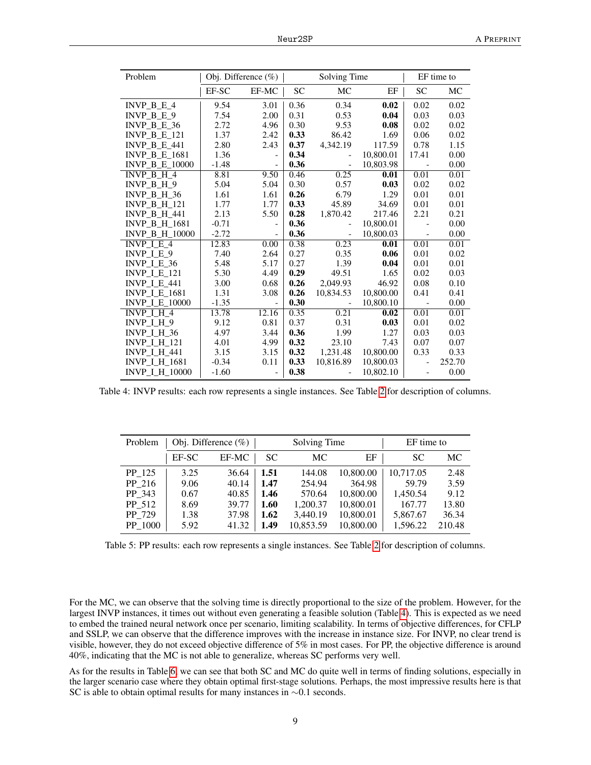| Problem | Obj. Difference (%) | | Solving Time | | | EF time to | |
|---|---|---|---|---|---|---|---|
| | EF-SC | EF-MC | SC | MC | EF | SC | MC |
| INVP_B_E_4 | 9.54 | 3.01 | 0.36 | 0.34 | **0.02** | 0.02 | 0.02 |
| INVP_B_E_9 | 7.54 | 2.00 | 0.31 | 0.53 | **0.04** | 0.03 | 0.03 |
| INVP_B_E_36 | 2.72 | 4.96 | 0.30 | 9.53 | **0.08** | 0.02 | 0.02 |
| INVP_B_E_121 | 1.37 | 2.42 | **0.33** | 86.42 | 1.69 | 0.06 | 0.02 |
| INVP_B_E_441 | 2.80 | 2.43 | **0.37** | 4,342.19 | 117.59 | 0.78 | 1.15 |
| INVP_B_E_1681 | 1.36 | - | **0.34** | - | 10,800.01 | 17.41 | 0.00 |
| INVP_B_E_10000 | -1.48 | - | **0.36** | - | 10,803.98 | - | 0.00 |
| INVP_B_H_4 | 8.81 | 9.50 | 0.46 | 0.25 | **0.01** | 0.01 | 0.01 |
| INVP_B_H_9 | 5.04 | 5.04 | 0.30 | 0.57 | **0.03** | 0.02 | 0.02 |
| INVP_B_H_36 | 1.61 | 1.61 | **0.26** | 6.79 | 1.29 | 0.01 | 0.01 |
| INVP_B_H_121 | 1.77 | 1.77 | **0.33** | 45.89 | 34.69 | 0.01 | 0.01 |
| INVP_B_H_441 | 2.13 | 5.50 | **0.28** | 1,870.42 | 217.46 | 2.21 | 0.21 |
| INVP_B_H_1681 | -0.71 | - | **0.36** | - | 10,800.01 | - | 0.00 |
| INVP_B_H_10000 | -2.72 | - | **0.36** | - | 10,800.03 | - | 0.00 |
| INVP_I_E_4 | 12.83 | 0.00 | 0.38 | 0.23 | **0.01** | 0.01 | 0.01 |
| INVP_I_E_9 | 7.40 | 2.64 | 0.27 | 0.35 | **0.06** | 0.01 | 0.02 |
| INVP_I_E_36 | 5.48 | 5.17 | 0.27 | 1.39 | **0.04** | 0.01 | 0.01 |
| INVP_I_E_121 | 5.30 | 4.49 | **0.29** | 49.51 | 1.65 | 0.02 | 0.03 |
| INVP_I_E_441 | 3.00 | 0.68 | **0.26** | 2,049.93 | 46.92 | 0.08 | 0.10 |
| INVP_I_E_1681 | 1.31 | 3.08 | **0.26** | 10,834.53 | 10,800.00 | 0.41 | 0.41 |
| INVP_I_E_10000 | -1.35 | - | **0.30** | - | 10,800.10 | - | 0.00 |
| INVP_I_H_4 | 13.78 | 12.16 | 0.35 | 0.21 | **0.02** | 0.01 | 0.01 |
| INVP_I_H_9 | 9.12 | 0.81 | 0.37 | 0.31 | **0.03** | 0.01 | 0.02 |
| INVP_I_H_36 | 4.97 | 3.44 | **0.36** | 1.99 | 1.27 | 0.03 | 0.03 |
| INVP_I_H_121 | 4.01 | 4.99 | **0.32** | 23.10 | 7.43 | 0.07 | 0.07 |
| INVP_I_H_441 | 3.15 | 3.15 | **0.32** | 1,231.48 | 10,800.00 | 0.33 | 0.33 |
| INVP_I_H_1681 | -0.34 | 0.11 | **0.33** | 10,816.89 | 10,800.03 | - | 252.70 |
| INVP_I_H_10000 | -1.60 | - | **0.38** | - | 10,802.10 | - | 0.00 |

Table 4: INVP results: each row represents a single instances. See Table 2 for description of columns.

| Problem | Obj. Difference (%) | | Solving Time | | | EF time to | |
|---|---|---|---|---|---|---|---|
| | EF-SC | EF-MC | SC | MC | EF | SC | MC |
| PP_125 | 3.25 | 36.64 | **1.51** | 144.08 | 10,800.00 | 10,717.05 | 2.48 |
| PP_216 | 9.06 | 40.14 | **1.47** | 254.94 | 364.98 | 59.79 | 3.59 |
| PP_343 | 0.67 | 40.85 | **1.46** | 570.64 | 10,800.00 | 1,450.54 | 9.12 |
| PP_512 | 8.69 | 39.77 | **1.60** | 1,200.37 | 10,800.01 | 167.77 | 13.80 |
| PP_729 | 1.38 | 37.98 | **1.62** | 3,440.19 | 10,800.01 | 5,867.67 | 36.34 |
| PP_1000 | 5.92 | 41.32 | **1.49** | 10,853.59 | 10,800.00 | 1,596.22 | 210.48 |

Table 5: PP results: each row represents a single instances. See Table 2 for description of columns.

For the MC, we can observe that the solving time is directly proportional to the size of the problem. However, for the largest INVP instances, it times out without even generating a feasible solution (Table 4). This is expected as we need to embed the trained neural network once per scenario, limiting scalability. In terms of objective differences, for CFLP and SSLP, we can observe that the difference improves with the increase in instance size. For INVP, no clear trend is visible, however, they do not exceed objective difference of 5% in most cases. For PP, the objective difference is around 40%, indicating that the MC is not able to generalize, whereas SC performs very well.

As for the results in Table 6, we can see that both SC and MC do quite well in terms of finding solutions, especially in the larger scenario case where they obtain optimal first-stage solutions. Perhaps, the most impressive results here is that SC is able to obtain optimal results for many instances in $\sim$0.1 seconds.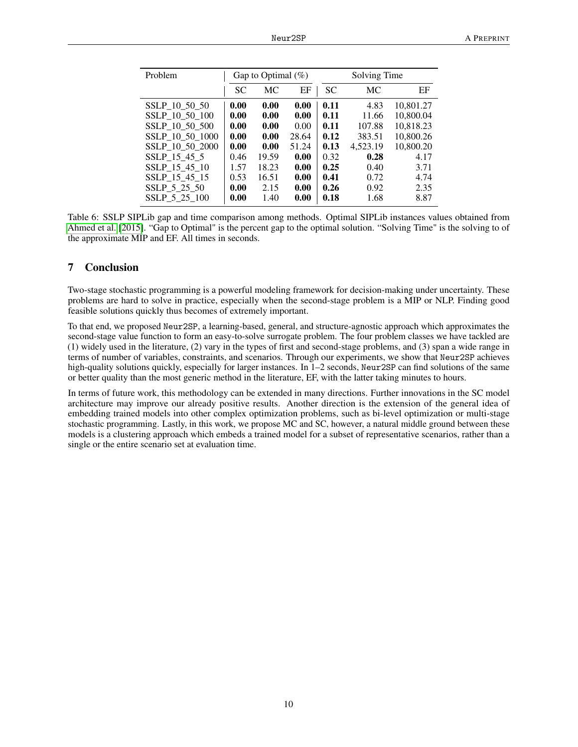| Problem | Gap to Optimal (%) | | | Solving Time | | |
|---|---|---|---|---|---|---|
| | SC | MC | EF | SC | MC | EF |
| SSLP_10_50_50 | **0.00** | **0.00** | **0.00** | **0.11** | 4.83 | 10,801.27 |
| SSLP_10_50_100 | **0.00** | **0.00** | **0.00** | **0.11** | 11.66 | 10,800.04 |
| SSLP_10_50_500 | **0.00** | **0.00** | 0.00 | **0.11** | 107.88 | 10,818.23 |
| SSLP_10_50_1000 | **0.00** | **0.00** | 28.64 | **0.12** | 383.51 | 10,800.26 |
| SSLP_10_50_2000 | **0.00** | **0.00** | 51.24 | **0.13** | 4,523.19 | 10,800.20 |
| SSLP_15_45_5 | 0.46 | 19.59 | **0.00** | 0.32 | **0.28** | 4.17 |
| SSLP_15_45_10 | 1.57 | 18.23 | **0.00** | **0.25** | 0.40 | 3.71 |
| SSLP_15_45_15 | 0.53 | 16.51 | **0.00** | **0.41** | 0.72 | 4.74 |
| SSLP_5_25_50 | **0.00** | 2.15 | **0.00** | **0.26** | 0.92 | 2.35 |
| SSLP_5_25_100 | **0.00** | 1.40 | **0.00** | **0.18** | 1.68 | 8.87 |

Table 6: SSLP SIPLib gap and time comparison among methods. Optimal SIPLib instances values obtained from Ahmed et al. [2015]. "Gap to Optimal" is the percent gap to the optimal solution. "Solving Time" is the solving to of the approximate MIP and EF. All times in seconds.

## 7 Conclusion

Two-stage stochastic programming is a powerful modeling framework for decision-making under uncertainty. These problems are hard to solve in practice, especially when the second-stage problem is a MIP or NLP. Finding good feasible solutions quickly thus becomes of extremely important.

To that end, we proposed Neur2SP, a learning-based, general, and structure-agnostic approach which approximates the second-stage value function to form an easy-to-solve surrogate problem. The four problem classes we have tackled are (1) widely used in the literature, (2) vary in the types of first and second-stage problems, and (3) span a wide range in terms of number of variables, constraints, and scenarios. Through our experiments, we show that Neur2SP achieves high-quality solutions quickly, especially for larger instances. In 1–2 seconds, Neur2SP can find solutions of the same or better quality than the most generic method in the literature, EF, with the latter taking minutes to hours.

In terms of future work, this methodology can be extended in many directions. Further innovations in the SC model architecture may improve our already positive results. Another direction is the extension of the general idea of embedding trained models into other complex optimization problems, such as bi-level optimization or multi-stage stochastic programming. Lastly, in this work, we propose MC and SC, however, a natural middle ground between these models is a clustering approach which embeds a trained model for a subset of representative scenarios, rather than a single or the entire scenario set at evaluation time.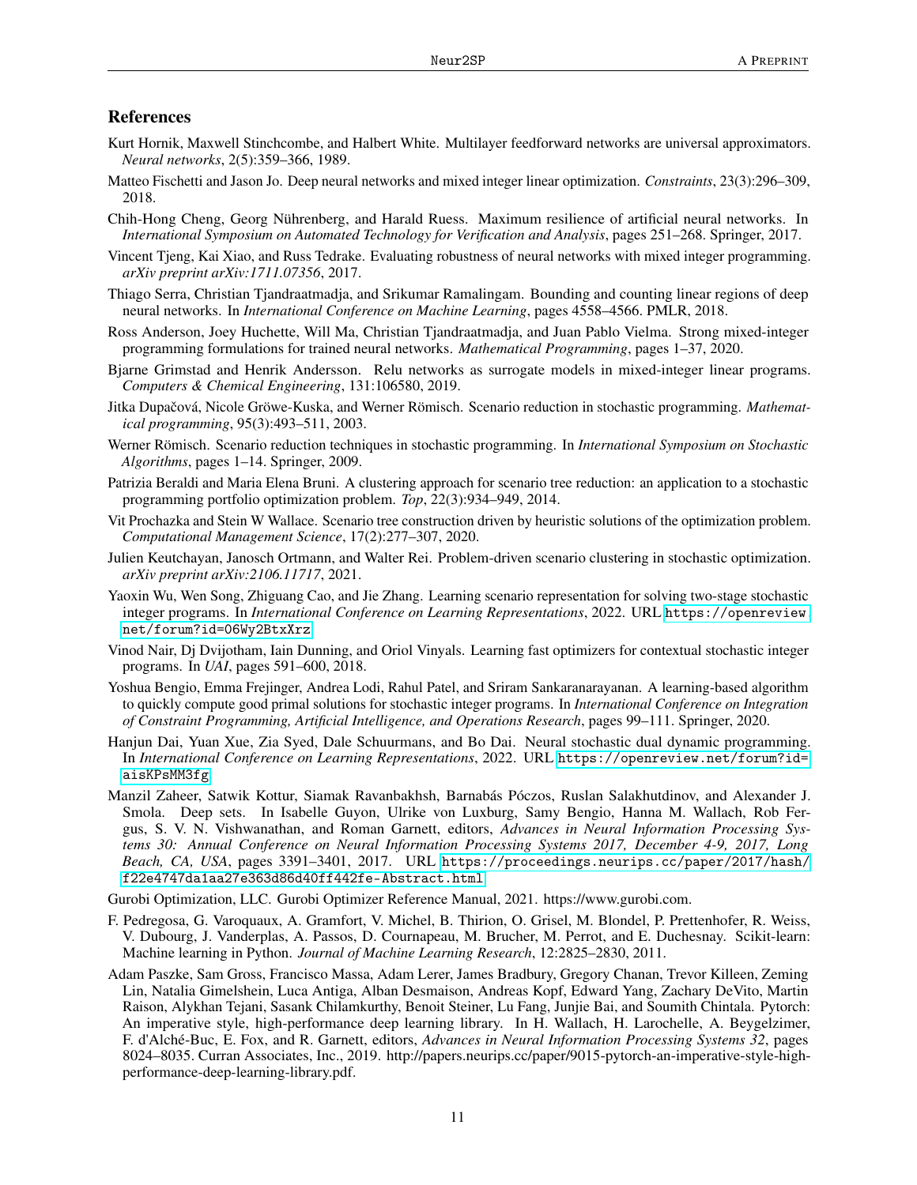## References

Kurt Hornik, Maxwell Stinchcombe, and Halbert White. Multilayer feedforward networks are universal approximators. *Neural networks*, 2(5):359–366, 1989.

Matteo Fischetti and Jason Jo. Deep neural networks and mixed integer linear optimization. *Constraints*, 23(3):296–309, 2018.

Chih-Hong Cheng, Georg Nührenberg, and Harald Ruess. Maximum resilience of artificial neural networks. In *International Symposium on Automated Technology for Verification and Analysis*, pages 251–268. Springer, 2017.

Vincent Tjeng, Kai Xiao, and Russ Tedrake. Evaluating robustness of neural networks with mixed integer programming. *arXiv preprint arXiv:1711.07356*, 2017.

Thiago Serra, Christian Tjandraatmadja, and Srikumar Ramalingam. Bounding and counting linear regions of deep neural networks. In *International Conference on Machine Learning*, pages 4558–4566. PMLR, 2018.

Ross Anderson, Joey Huchette, Will Ma, Christian Tjandraatmadja, and Juan Pablo Vielma. Strong mixed-integer programming formulations for trained neural networks. *Mathematical Programming*, pages 1–37, 2020.

Bjarne Grimstad and Henrik Andersson. Relu networks as surrogate models in mixed-integer linear programs. *Computers & Chemical Engineering*, 131:106580, 2019.

Jitka Dupačová, Nicole Gröwe-Kuska, and Werner Römisch. Scenario reduction in stochastic programming. *Mathematical programming*, 95(3):493–511, 2003.

Werner Römisch. Scenario reduction techniques in stochastic programming. In *International Symposium on Stochastic Algorithms*, pages 1–14. Springer, 2009.

Patrizia Beraldi and Maria Elena Bruni. A clustering approach for scenario tree reduction: an application to a stochastic programming portfolio optimization problem. *Top*, 22(3):934–949, 2014.

Vit Prochazka and Stein W Wallace. Scenario tree construction driven by heuristic solutions of the optimization problem. *Computational Management Science*, 17(2):277–307, 2020.

Julien Keutchayan, Janosch Ortmann, and Walter Rei. Problem-driven scenario clustering in stochastic optimization. *arXiv preprint arXiv:2106.11717*, 2021.

Yaoxin Wu, Wen Song, Zhiguang Cao, and Jie Zhang. Learning scenario representation for solving two-stage stochastic integer programs. In *International Conference on Learning Representations*, 2022. URL https://openreview.net/forum?id=06Wy2BtxXrz.

Vinod Nair, Dj Dvijotham, Iain Dunning, and Oriol Vinyals. Learning fast optimizers for contextual stochastic integer programs. In *UAI*, pages 591–600, 2018.

Yoshua Bengio, Emma Frejinger, Andrea Lodi, Rahul Patel, and Sriram Sankaranarayanan. A learning-based algorithm to quickly compute good primal solutions for stochastic integer programs. In *International Conference on Integration of Constraint Programming, Artificial Intelligence, and Operations Research*, pages 99–111. Springer, 2020.

Hanjun Dai, Yuan Xue, Zia Syed, Dale Schuurmans, and Bo Dai. Neural stochastic dual dynamic programming. In *International Conference on Learning Representations*, 2022. URL https://openreview.net/forum?id=aisKPsMM3fg.

Manzil Zaheer, Satwik Kottur, Siamak Ravanbakhsh, Barnabás Póczos, Ruslan Salakhutdinov, and Alexander J. Smola. Deep sets. In Isabelle Guyon, Ulrike von Luxburg, Samy Bengio, Hanna M. Wallach, Rob Fergus, S. V. N. Vishwanathan, and Roman Garnett, editors, *Advances in Neural Information Processing Systems 30: Annual Conference on Neural Information Processing Systems 2017, December 4-9, 2017, Long Beach, CA, USA*, pages 3391–3401, 2017. URL https://proceedings.neurips.cc/paper/2017/hash/f22e4747da1aa27e363d86d40ff442fe-Abstract.html.

Gurobi Optimization, LLC. Gurobi Optimizer Reference Manual, 2021. https://www.gurobi.com.

F. Pedregosa, G. Varoquaux, A. Gramfort, V. Michel, B. Thirion, O. Grisel, M. Blondel, P. Prettenhofer, R. Weiss, V. Dubourg, J. Vanderplas, A. Passos, D. Cournapeau, M. Brucher, M. Perrot, and E. Duchesnay. Scikit-learn: Machine learning in Python. *Journal of Machine Learning Research*, 12:2825–2830, 2011.

Adam Paszke, Sam Gross, Francisco Massa, Adam Lerer, James Bradbury, Gregory Chanan, Trevor Killeen, Zeming Lin, Natalia Gimelshein, Luca Antiga, Alban Desmaison, Andreas Kopf, Edward Yang, Zachary DeVito, Martin Raison, Alykhan Tejani, Sasank Chilamkurthy, Benoit Steiner, Lu Fang, Junjie Bai, and Soumith Chintala. Pytorch: An imperative style, high-performance deep learning library. In H. Wallach, H. Larochelle, A. Beygelzimer, F. d'Alché-Buc, E. Fox, and R. Garnett, editors, *Advances in Neural Information Processing Systems 32*, pages 8024–8035. Curran Associates, Inc., 2019. http://papers.neurips.cc/paper/9015-pytorch-an-imperative-style-high-performance-deep-learning-library.pdf.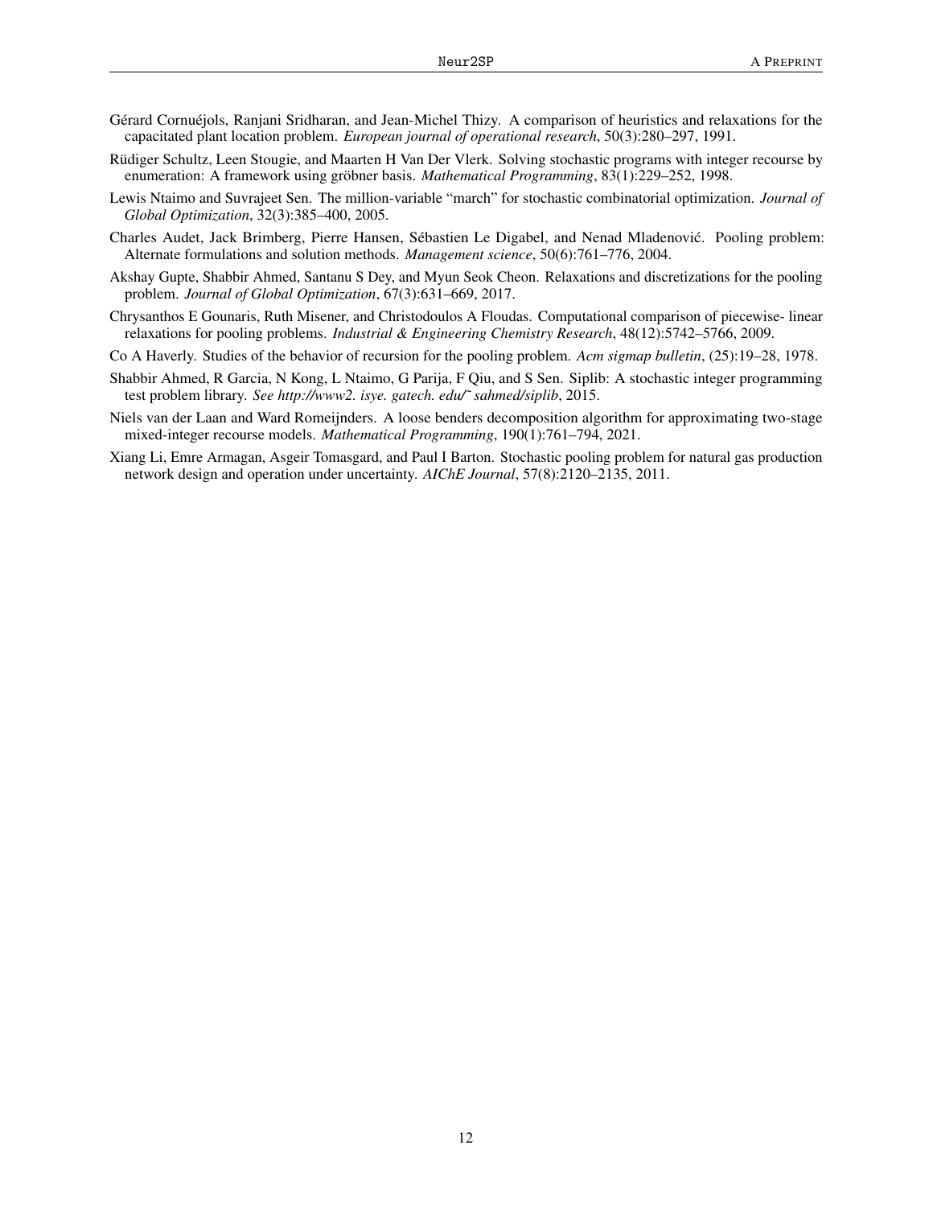Gérard Cornuéjols, Ranjani Sridharan, and Jean-Michel Thizy. A comparison of heuristics and relaxations for the capacitated plant location problem. *European journal of operational research*, 50(3):280–297, 1991.

Rüdiger Schultz, Leen Stougie, and Maarten H Van Der Vlerk. Solving stochastic programs with integer recourse by enumeration: A framework using gröbner basis. *Mathematical Programming*, 83(1):229–252, 1998.

Lewis Ntaimo and Suvrajeet Sen. The million-variable "march" for stochastic combinatorial optimization. *Journal of Global Optimization*, 32(3):385–400, 2005.

Charles Audet, Jack Brimberg, Pierre Hansen, Sébastien Le Digabel, and Nenad Mladenović. Pooling problem: Alternate formulations and solution methods. *Management science*, 50(6):761–776, 2004.

Akshay Gupte, Shabbir Ahmed, Santanu S Dey, and Myun Seok Cheon. Relaxations and discretizations for the pooling problem. *Journal of Global Optimization*, 67(3):631–669, 2017.

Chrysanthos E Gounaris, Ruth Misener, and Christodoulos A Floudas. Computational comparison of piecewise- linear relaxations for pooling problems. *Industrial & Engineering Chemistry Research*, 48(12):5742–5766, 2009.

Co A Haverly. Studies of the behavior of recursion for the pooling problem. *Acm sigmap bulletin*, (25):19–28, 1978.

Shabbir Ahmed, R Garcia, N Kong, L Ntaimo, G Parija, F Qiu, and S Sen. Siplib: A stochastic integer programming test problem library. *See http://www2. isye. gatech. edu/˜ sahmed/siplib*, 2015.

Niels van der Laan and Ward Romeijnders. A loose benders decomposition algorithm for approximating two-stage mixed-integer recourse models. *Mathematical Programming*, 190(1):761–794, 2021.

Xiang Li, Emre Armagan, Asgeir Tomasgard, and Paul I Barton. Stochastic pooling problem for natural gas production network design and operation under uncertainty. *AIChE Journal*, 57(8):2120–2135, 2011.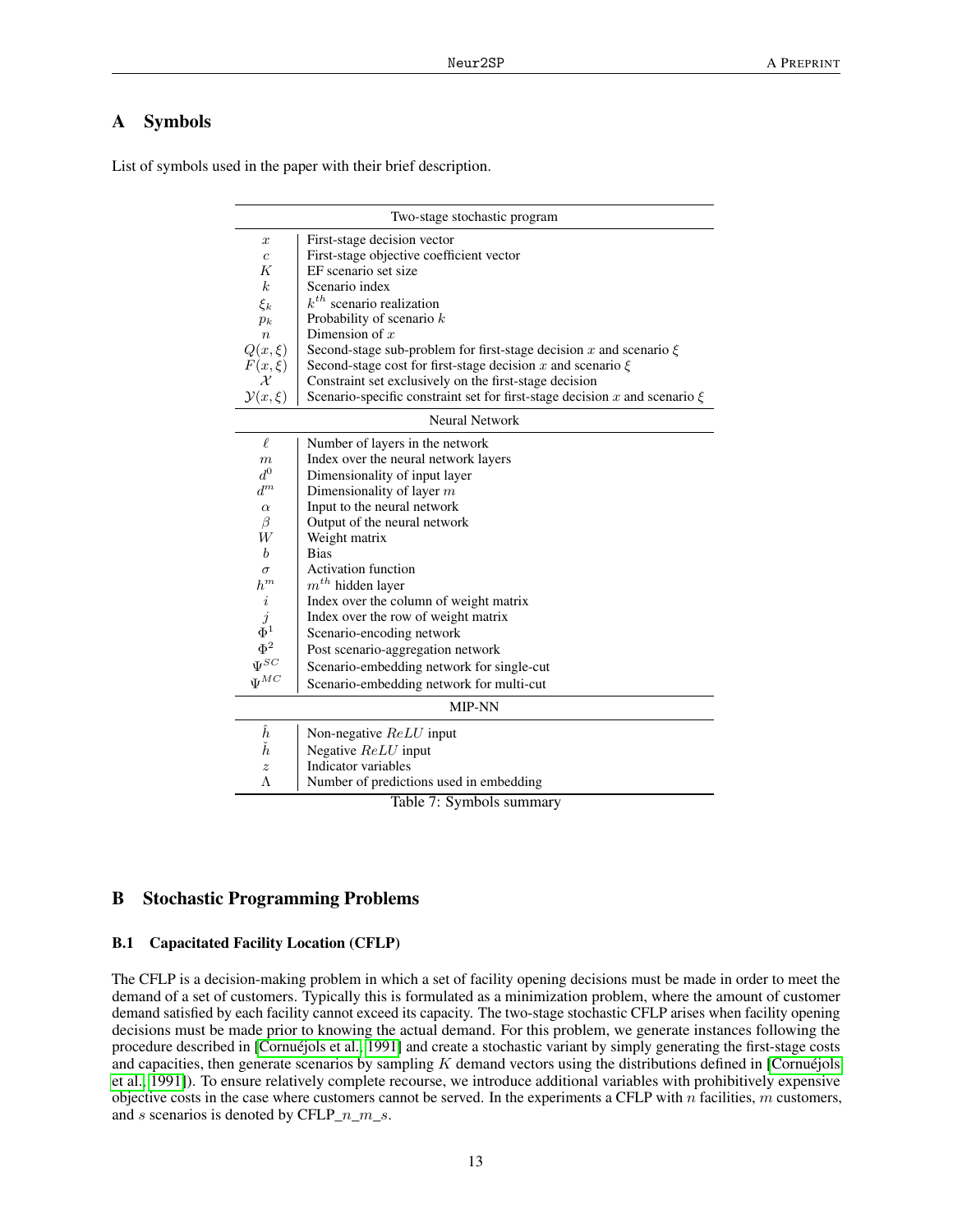## A Symbols

List of symbols used in the paper with their brief description.

| Two-stage stochastic program | |
|---|---|
| $x$ | First-stage decision vector |
| $c$ | First-stage objective coefficient vector |
| $K$ | EF scenario set size |
| $k$ | Scenario index |
| $\xi_k$ | $k^{th}$ scenario realization |
| $p_k$ | Probability of scenario $k$ |
| $n$ | Dimension of $x$ |
| $Q(x, \xi)$ | Second-stage sub-problem for first-stage decision $x$ and scenario $\xi$ |
| $F(x, \xi)$ | Second-stage cost for first-stage decision $x$ and scenario $\xi$ |
| $\mathcal{X}$ | Constraint set exclusively on the first-stage decision |
| $\mathcal{Y}(x, \xi)$ | Scenario-specific constraint set for first-stage decision $x$ and scenario $\xi$ |
| **Neural Network** | |
| $\ell$ | Number of layers in the network |
| $m$ | Index over the neural network layers |
| $d^0$ | Dimensionality of input layer |
| $d^m$ | Dimensionality of layer $m$ |
| $\alpha$ | Input to the neural network |
| $\beta$ | Output of the neural network |
| $W$ | Weight matrix |
| $b$ | Bias |
| $\sigma$ | Activation function |
| $h^m$ | $m^{th}$ hidden layer |
| $i$ | Index over the column of weight matrix |
| $j$ | Index over the row of weight matrix |
| $\Phi^1$ | Scenario-encoding network |
| $\Phi^2$ | Post scenario-aggregation network |
| $\Psi^{SC}$ | Scenario-embedding network for single-cut |
| $\Psi^{MC}$ | Scenario-embedding network for multi-cut |
| **MIP-NN** | |
| $\hat{h}$ | Non-negative $ReLU$ input |
| $\check{h}$ | Negative $ReLU$ input |
| $z$ | Indicator variables |
| $\Lambda$ | Number of predictions used in embedding |

Table 7: Symbols summary

## B Stochastic Programming Problems

### B.1 Capacitated Facility Location (CFLP)

The CFLP is a decision-making problem in which a set of facility opening decisions must be made in order to meet the demand of a set of customers. Typically this is formulated as a minimization problem, where the amount of customer demand satisfied by each facility cannot exceed its capacity. The two-stage stochastic CFLP arises when facility opening decisions must be made prior to knowing the actual demand. For this problem, we generate instances following the procedure described in [Cornuéjols et al., 1991] and create a stochastic variant by simply generating the first-stage costs and capacities, then generate scenarios by sampling $K$ demand vectors using the distributions defined in [Cornuéjols et al., 1991]). To ensure relatively complete recourse, we introduce additional variables with prohibitively expensive objective costs in the case where customers cannot be served. In the experiments a CFLP with $n$ facilities, $m$ customers, and $s$ scenarios is denoted by CFLP_$n$_$m$_$s$.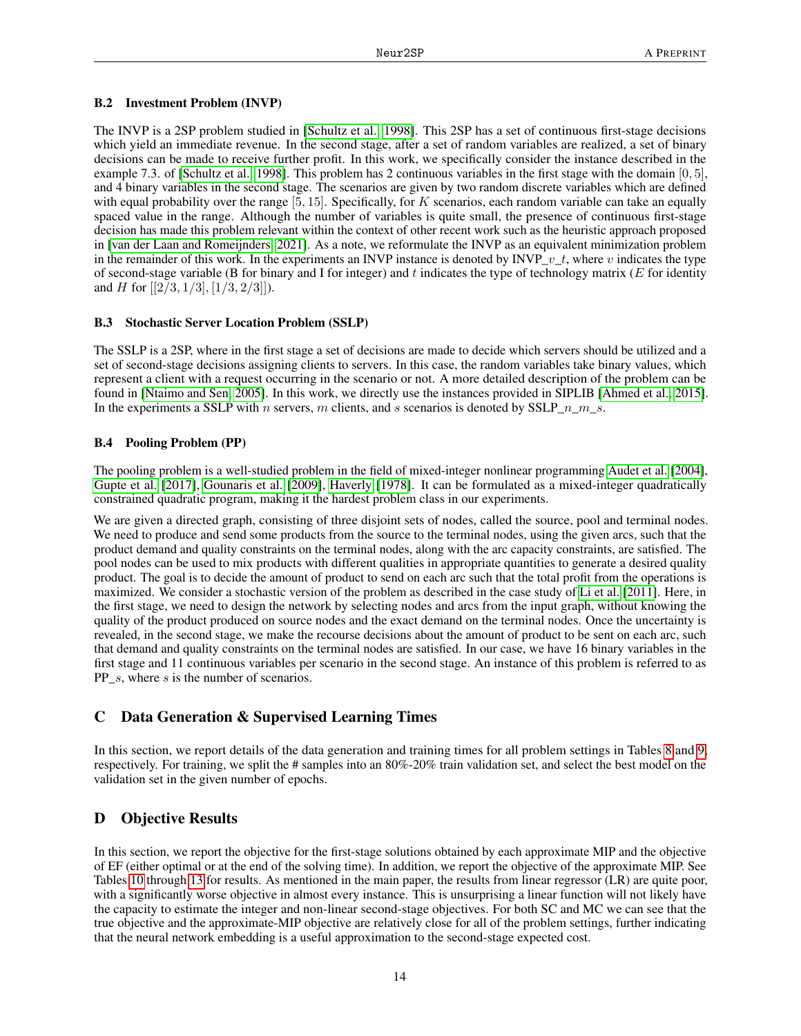### B.2 Investment Problem (INVP)

The INVP is a 2SP problem studied in [Schultz et al., 1998]. This 2SP has a set of continuous first-stage decisions which yield an immediate revenue. In the second stage, after a set of random variables are realized, a set of binary decisions can be made to receive further profit. In this work, we specifically consider the instance described in the example 7.3. of [Schultz et al., 1998]. This problem has 2 continuous variables in the first stage with the domain $[0, 5]$, and 4 binary variables in the second stage. The scenarios are given by two random discrete variables which are defined with equal probability over the range $[5, 15]$. Specifically, for $K$ scenarios, each random variable can take an equally spaced value in the range. Although the number of variables is quite small, the presence of continuous first-stage decision has made this problem relevant within the context of other recent work such as the heuristic approach proposed in [van der Laan and Romeijnders, 2021]. As a note, we reformulate the INVP as an equivalent minimization problem in the remainder of this work. In the experiments an INVP instance is denoted by INVP_$v$_$t$, where $v$ indicates the type of second-stage variable (B for binary and I for integer) and $t$ indicates the type of technology matrix ($E$ for identity and $H$ for $[[2/3, 1/3], [1/3, 2/3]]$).

### B.3 Stochastic Server Location Problem (SSLP)

The SSLP is a 2SP, where in the first stage a set of decisions are made to decide which servers should be utilized and a set of second-stage decisions assigning clients to servers. In this case, the random variables take binary values, which represent a client with a request occurring in the scenario or not. A more detailed description of the problem can be found in [Ntaimo and Sen, 2005]. In this work, we directly use the instances provided in SIPLIB [Ahmed et al., 2015]. In the experiments a SSLP with $n$ servers, $m$ clients, and $s$ scenarios is denoted by SSLP_$n$_$m$_$s$.

### B.4 Pooling Problem (PP)

The pooling problem is a well-studied problem in the field of mixed-integer nonlinear programming Audet et al. [2004], Gupte et al. [2017], Gounaris et al. [2009], Haverly [1978]. It can be formulated as a mixed-integer quadratically constrained quadratic program, making it the hardest problem class in our experiments.

We are given a directed graph, consisting of three disjoint sets of nodes, called the source, pool and terminal nodes. We need to produce and send some products from the source to the terminal nodes, using the given arcs, such that the product demand and quality constraints on the terminal nodes, along with the arc capacity constraints, are satisfied. The pool nodes can be used to mix products with different qualities in appropriate quantities to generate a desired quality product. The goal is to decide the amount of product to send on each arc such that the total profit from the operations is maximized. We consider a stochastic version of the problem as described in the case study of Li et al. [2011]. Here, in the first stage, we need to design the network by selecting nodes and arcs from the input graph, without knowing the quality of the product produced on source nodes and the exact demand on the terminal nodes. Once the uncertainty is revealed, in the second stage, we make the recourse decisions about the amount of product to be sent on each arc, such that demand and quality constraints on the terminal nodes are satisfied. In our case, we have 16 binary variables in the first stage and 11 continuous variables per scenario in the second stage. An instance of this problem is referred to as PP_$s$, where $s$ is the number of scenarios.

## C Data Generation & Supervised Learning Times

In this section, we report details of the data generation and training times for all problem settings in Tables 8 and 9, respectively. For training, we split the # samples into an 80%-20% train validation set, and select the best model on the validation set in the given number of epochs.

## D Objective Results

In this section, we report the objective for the first-stage solutions obtained by each approximate MIP and the objective of EF (either optimal or at the end of the solving time). In addition, we report the objective of the approximate MIP. See Tables 10 through 13 for results. As mentioned in the main paper, the results from linear regressor (LR) are quite poor, with a significantly worse objective in almost every instance. This is unsurprising a linear function will not likely have the capacity to estimate the integer and non-linear second-stage objectives. For both SC and MC we can see that the true objective and the approximate-MIP objective are relatively close for all of the problem settings, further indicating that the neural network embedding is a useful approximation to the second-stage expected cost.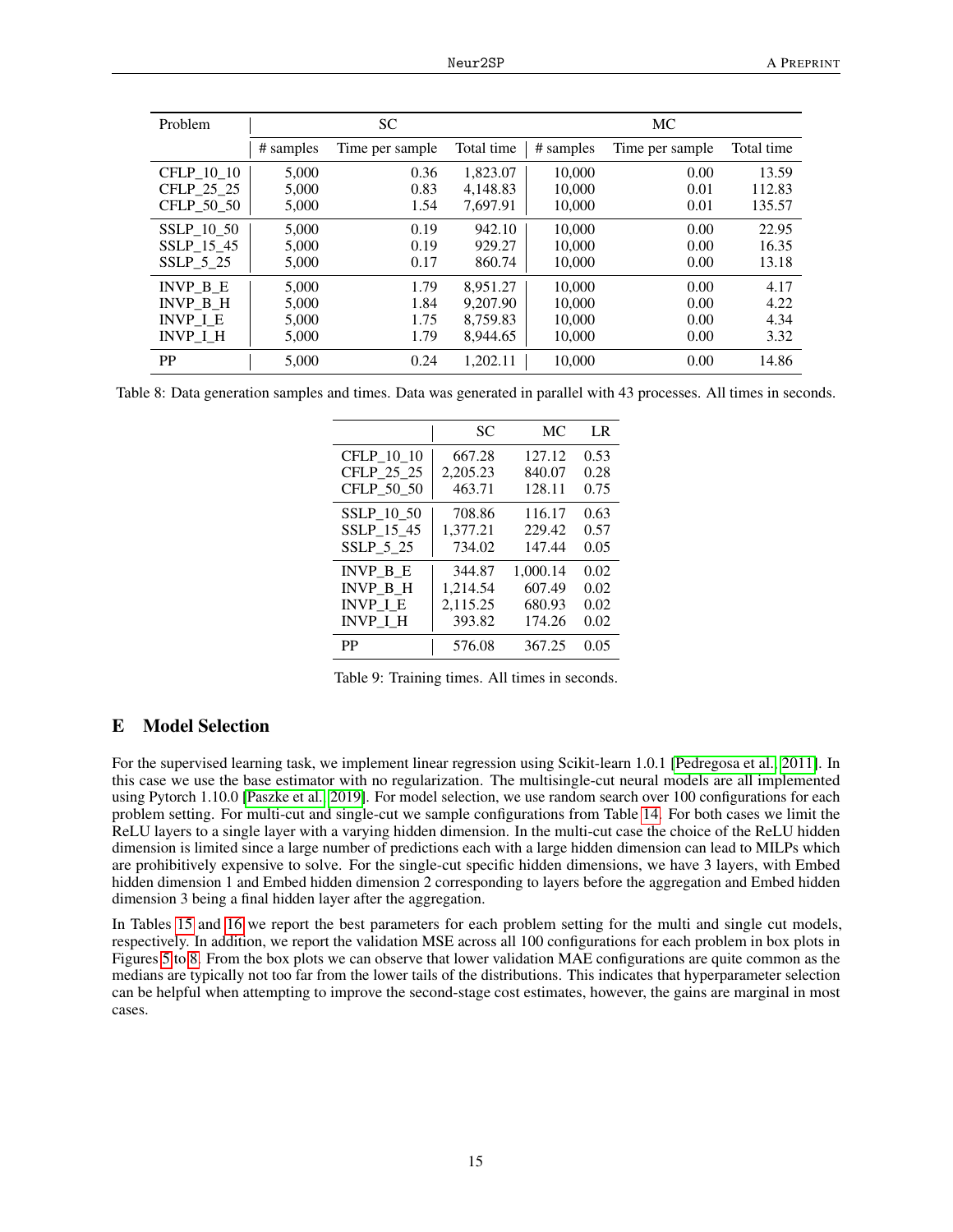| Problem | SC | | | MC | | |
|---|---|---|---|---|---|---|
| | # samples | Time per sample | Total time | # samples | Time per sample | Total time |
| CFLP_10_10 | 5,000 | 0.36 | 1,823.07 | 10,000 | 0.00 | 13.59 |
| CFLP_25_25 | 5,000 | 0.83 | 4,148.83 | 10,000 | 0.01 | 112.83 |
| CFLP_50_50 | 5,000 | 1.54 | 7,697.91 | 10,000 | 0.01 | 135.57 |
| SSLP_10_50 | 5,000 | 0.19 | 942.10 | 10,000 | 0.00 | 22.95 |
| SSLP_15_45 | 5,000 | 0.19 | 929.27 | 10,000 | 0.00 | 16.35 |
| SSLP_5_25 | 5,000 | 0.17 | 860.74 | 10,000 | 0.00 | 13.18 |
| INVP_B_E | 5,000 | 1.79 | 8,951.27 | 10,000 | 0.00 | 4.17 |
| INVP_B_H | 5,000 | 1.84 | 9,207.90 | 10,000 | 0.00 | 4.22 |
| INVP_I_E | 5,000 | 1.75 | 8,759.83 | 10,000 | 0.00 | 4.34 |
| INVP_I_H | 5,000 | 1.79 | 8,944.65 | 10,000 | 0.00 | 3.32 |
| PP | 5,000 | 0.24 | 1,202.11 | 10,000 | 0.00 | 14.86 |

Table 8: Data generation samples and times. Data was generated in parallel with 43 processes. All times in seconds.

| | SC | MC | LR |
|---|---|---|---|
| CFLP_10_10 | 667.28 | 127.12 | 0.53 |
| CFLP_25_25 | 2,205.23 | 840.07 | 0.28 |
| CFLP_50_50 | 463.71 | 128.11 | 0.75 |
| SSLP_10_50 | 708.86 | 116.17 | 0.63 |
| SSLP_15_45 | 1,377.21 | 229.42 | 0.57 |
| SSLP_5_25 | 734.02 | 147.44 | 0.05 |
| INVP_B_E | 344.87 | 1,000.14 | 0.02 |
| INVP_B_H | 1,214.54 | 607.49 | 0.02 |
| INVP_I_E | 2,115.25 | 680.93 | 0.02 |
| INVP_I_H | 393.82 | 174.26 | 0.02 |
| PP | 576.08 | 367.25 | 0.05 |

Table 9: Training times. All times in seconds.

## E Model Selection

For the supervised learning task, we implement linear regression using Scikit-learn 1.0.1 [Pedregosa et al., 2011]. In this case we use the base estimator with no regularization. The multisingle-cut neural models are all implemented using Pytorch 1.10.0 [Paszke et al., 2019]. For model selection, we use random search over 100 configurations for each problem setting. For multi-cut and single-cut we sample configurations from Table 14. For both cases we limit the ReLU layers to a single layer with a varying hidden dimension. In the multi-cut case the choice of the ReLU hidden dimension is limited since a large number of predictions each with a large hidden dimension can lead to MILPs which are prohibitively expensive to solve. For the single-cut specific hidden dimensions, we have 3 layers, with Embed hidden dimension 1 and Embed hidden dimension 2 corresponding to layers before the aggregation and Embed hidden dimension 3 being a final hidden layer after the aggregation.

In Tables 15 and 16 we report the best parameters for each problem setting for the multi and single cut models, respectively. In addition, we report the validation MSE across all 100 configurations for each problem in box plots in Figures 5 to 8. From the box plots we can observe that lower validation MAE configurations are quite common as the medians are typically not too far from the lower tails of the distributions. This indicates that hyperparameter selection can be helpful when attempting to improve the second-stage cost estimates, however, the gains are marginal in most cases.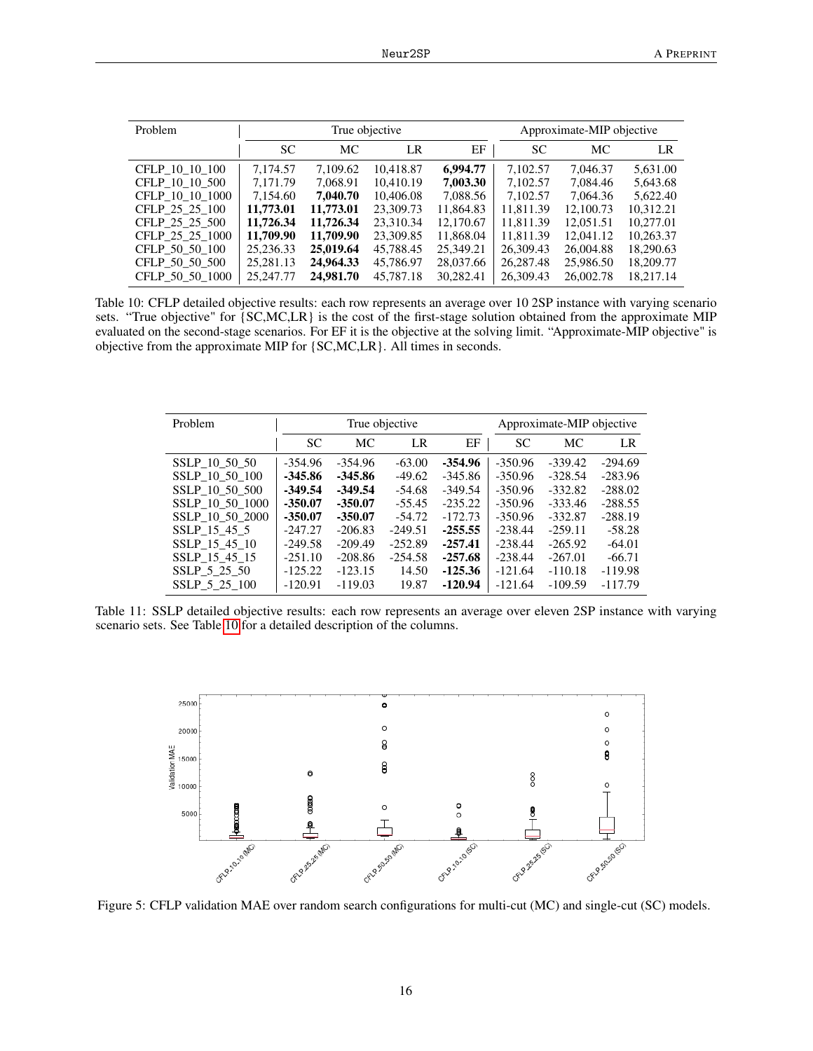| Problem | True objective | | | | Approximate-MIP objective | | |
|---|---|---|---|---|---|---|---|
| | SC | MC | LR | EF | SC | MC | LR |
| CFLP_10_10_100 | 7,174.57 | 7,109.62 | 10,418.87 | **6,994.77** | 7,102.57 | 7,046.37 | 5,631.00 |
| CFLP_10_10_500 | 7,171.79 | 7,068.91 | 10,410.19 | **7,003.30** | 7,102.57 | 7,084.46 | 5,643.68 |
| CFLP_10_10_1000 | 7,154.60 | **7,040.70** | 10,406.08 | 7,088.56 | 7,102.57 | 7,064.36 | 5,622.40 |
| CFLP_25_25_100 | **11,773.01** | **11,773.01** | 23,309.73 | 11,864.83 | 11,811.39 | 12,100.73 | 10,312.21 |
| CFLP_25_25_500 | **11,726.34** | **11,726.34** | 23,310.34 | 12,170.67 | 11,811.39 | 12,051.51 | 10,277.01 |
| CFLP_25_25_1000 | **11,709.90** | **11,709.90** | 23,309.85 | 11,868.04 | 11,811.39 | 12,041.12 | 10,263.37 |
| CFLP_50_50_100 | 25,236.33 | **25,019.64** | 45,788.45 | 25,349.21 | 26,309.43 | 26,004.88 | 18,290.63 |
| CFLP_50_50_500 | 25,281.13 | **24,964.33** | 45,786.97 | 28,037.66 | 26,287.48 | 25,986.50 | 18,209.77 |
| CFLP_50_50_1000 | 25,247.77 | **24,981.70** | 45,787.18 | 30,282.41 | 26,309.43 | 26,002.78 | 18,217.14 |

Table 10: CFLP detailed objective results: each row represents an average over 10 2SP instance with varying scenario sets. "True objective" for {SC,MC,LR} is the cost of the first-stage solution obtained from the approximate MIP evaluated on the second-stage scenarios. For EF it is the objective at the solving limit. "Approximate-MIP objective" is objective from the approximate MIP for {SC,MC,LR}. All times in seconds.

| Problem | True objective | | | | Approximate-MIP objective | | |
|---|---|---|---|---|---|---|---|
| | SC | MC | LR | EF | SC | MC | LR |
| SSLP_10_50_50 | -354.96 | -354.96 | -63.00 | **-354.96** | -350.96 | -339.42 | -294.69 |
| SSLP_10_50_100 | **-345.86** | **-345.86** | -49.62 | -345.86 | -350.96 | -328.54 | -283.96 |
| SSLP_10_50_500 | **-349.54** | **-349.54** | -54.68 | -349.54 | -350.96 | -332.82 | -288.02 |
| SSLP_10_50_1000 | **-350.07** | **-350.07** | -55.45 | -235.22 | -350.96 | -333.46 | -288.55 |
| SSLP_10_50_2000 | **-350.07** | **-350.07** | -54.72 | -172.73 | -350.96 | -332.87 | -288.19 |
| SSLP_15_45_5 | -247.27 | -206.83 | -249.51 | **-255.55** | -238.44 | -259.11 | -58.28 |
| SSLP_15_45_10 | -249.58 | -209.49 | -252.89 | **-257.41** | -238.44 | -265.92 | -64.01 |
| SSLP_15_45_15 | -251.10 | -208.86 | -254.58 | **-257.68** | -238.44 | -267.01 | -66.71 |
| SSLP_5_25_50 | -125.22 | -123.15 | 14.50 | **-125.36** | -121.64 | -110.18 | -119.98 |
| SSLP_5_25_100 | -120.91 | -119.03 | 19.87 | **-120.94** | -121.64 | -109.59 | -117.79 |

Table 11: SSLP detailed objective results: each row represents an average over eleven 2SP instance with varying scenario sets. See Table 10 for a detailed description of the columns.

Figure 5: CFLP validation MAE over random search configurations for multi-cut (MC) and single-cut (SC) models.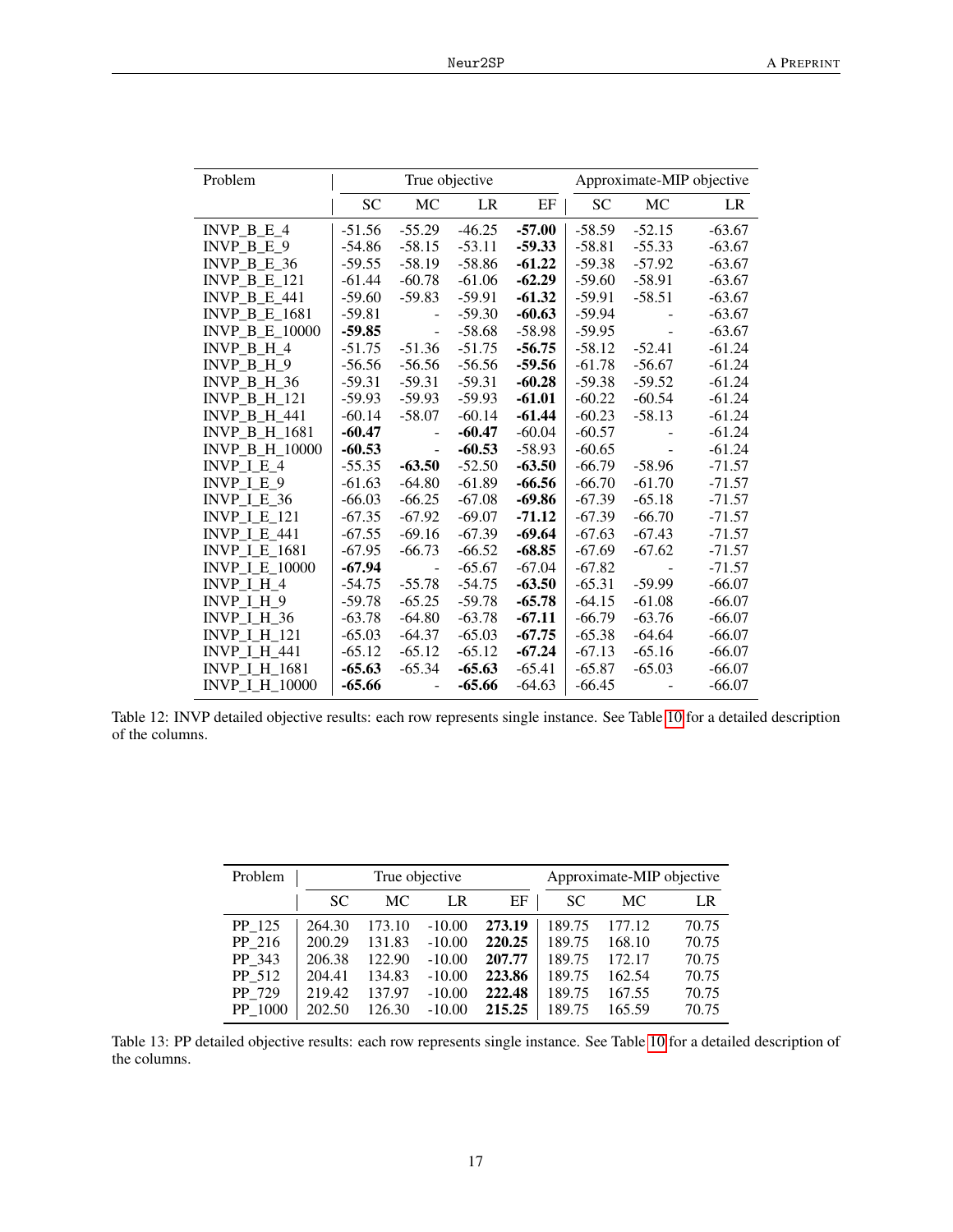| Problem | True objective | | | | Approximate-MIP objective | | |
|---|---|---|---|---|---|---|---|
| | SC | MC | LR | EF | SC | MC | LR |
| INVP_B_E_4 | -51.56 | -55.29 | -46.25 | **-57.00** | -58.59 | -52.15 | -63.67 |
| INVP_B_E_9 | -54.86 | -58.15 | -53.11 | **-59.33** | -58.81 | -55.33 | -63.67 |
| INVP_B_E_36 | -59.55 | -58.19 | -58.86 | **-61.22** | -59.38 | -57.92 | -63.67 |
| INVP_B_E_121 | -61.44 | -60.78 | -61.06 | **-62.29** | -59.60 | -58.91 | -63.67 |
| INVP_B_E_441 | -59.60 | -59.83 | -59.91 | **-61.32** | -59.91 | -58.51 | -63.67 |
| INVP_B_E_1681 | -59.81 | - | -59.30 | **-60.63** | -59.94 | - | -63.67 |
| INVP_B_E_10000 | **-59.85** | - | -58.68 | -58.98 | -59.95 | - | -63.67 |
| INVP_B_H_4 | -51.75 | -51.36 | -51.75 | **-56.75** | -58.12 | -52.41 | -61.24 |
| INVP_B_H_9 | -56.56 | -56.56 | -56.56 | **-59.56** | -61.78 | -56.67 | -61.24 |
| INVP_B_H_36 | -59.31 | -59.31 | -59.31 | **-60.28** | -59.38 | -59.52 | -61.24 |
| INVP_B_H_121 | -59.93 | -59.93 | -59.93 | **-61.01** | -60.22 | -60.54 | -61.24 |
| INVP_B_H_441 | -60.14 | -58.07 | -60.14 | **-61.44** | -60.23 | -58.13 | -61.24 |
| INVP_B_H_1681 | **-60.47** | - | **-60.47** | -60.04 | -60.57 | - | -61.24 |
| INVP_B_H_10000 | **-60.53** | - | **-60.53** | -58.93 | -60.65 | - | -61.24 |
| INVP_I_E_4 | -55.35 | **-63.50** | -52.50 | **-63.50** | -66.79 | -58.96 | -71.57 |
| INVP_I_E_9 | -61.63 | -64.80 | -61.89 | **-66.56** | -66.70 | -61.70 | -71.57 |
| INVP_I_E_36 | -66.03 | -66.25 | -67.08 | **-69.86** | -67.39 | -65.18 | -71.57 |
| INVP_I_E_121 | -67.35 | -67.92 | -69.07 | **-71.12** | -67.39 | -66.70 | -71.57 |
| INVP_I_E_441 | -67.55 | -69.16 | -67.39 | **-69.64** | -67.63 | -67.43 | -71.57 |
| INVP_I_E_1681 | -67.95 | -66.73 | -66.52 | **-68.85** | -67.69 | -67.62 | -71.57 |
| INVP_I_E_10000 | **-67.94** | - | -65.67 | -67.04 | -67.82 | - | -71.57 |
| INVP_I_H_4 | -54.75 | -55.78 | -54.75 | **-63.50** | -65.31 | -59.99 | -66.07 |
| INVP_I_H_9 | -59.78 | -65.25 | -59.78 | **-65.78** | -64.15 | -61.08 | -66.07 |
| INVP_I_H_36 | -63.78 | -64.80 | -63.78 | **-67.11** | -66.79 | -63.76 | -66.07 |
| INVP_I_H_121 | -65.03 | -64.37 | -65.03 | **-67.75** | -65.38 | -64.64 | -66.07 |
| INVP_I_H_441 | -65.12 | -65.12 | -65.12 | **-67.24** | -67.13 | -65.16 | -66.07 |
| INVP_I_H_1681 | **-65.63** | -65.34 | **-65.63** | -65.41 | -65.87 | -65.03 | -66.07 |
| INVP_I_H_10000 | **-65.66** | - | **-65.66** | -64.63 | -66.45 | - | -66.07 |

Table 12: INVP detailed objective results: each row represents single instance. See Table 10 for a detailed description of the columns.

| Problem | True objective | | | | Approximate-MIP objective | | |
|---|---|---|---|---|---|---|---|
| | SC | MC | LR | EF | SC | MC | LR |
| PP_125 | 264.30 | 173.10 | -10.00 | **273.19** | 189.75 | 177.12 | 70.75 |
| PP_216 | 200.29 | 131.83 | -10.00 | **220.25** | 189.75 | 168.10 | 70.75 |
| PP_343 | 206.38 | 122.90 | -10.00 | **207.77** | 189.75 | 172.17 | 70.75 |
| PP_512 | 204.41 | 134.83 | -10.00 | **223.86** | 189.75 | 162.54 | 70.75 |
| PP_729 | 219.42 | 137.97 | -10.00 | **222.48** | 189.75 | 167.55 | 70.75 |
| PP_1000 | 202.50 | 126.30 | -10.00 | **215.25** | 189.75 | 165.59 | 70.75 |

Table 13: PP detailed objective results: each row represents single instance. See Table 10 for a detailed description of the columns.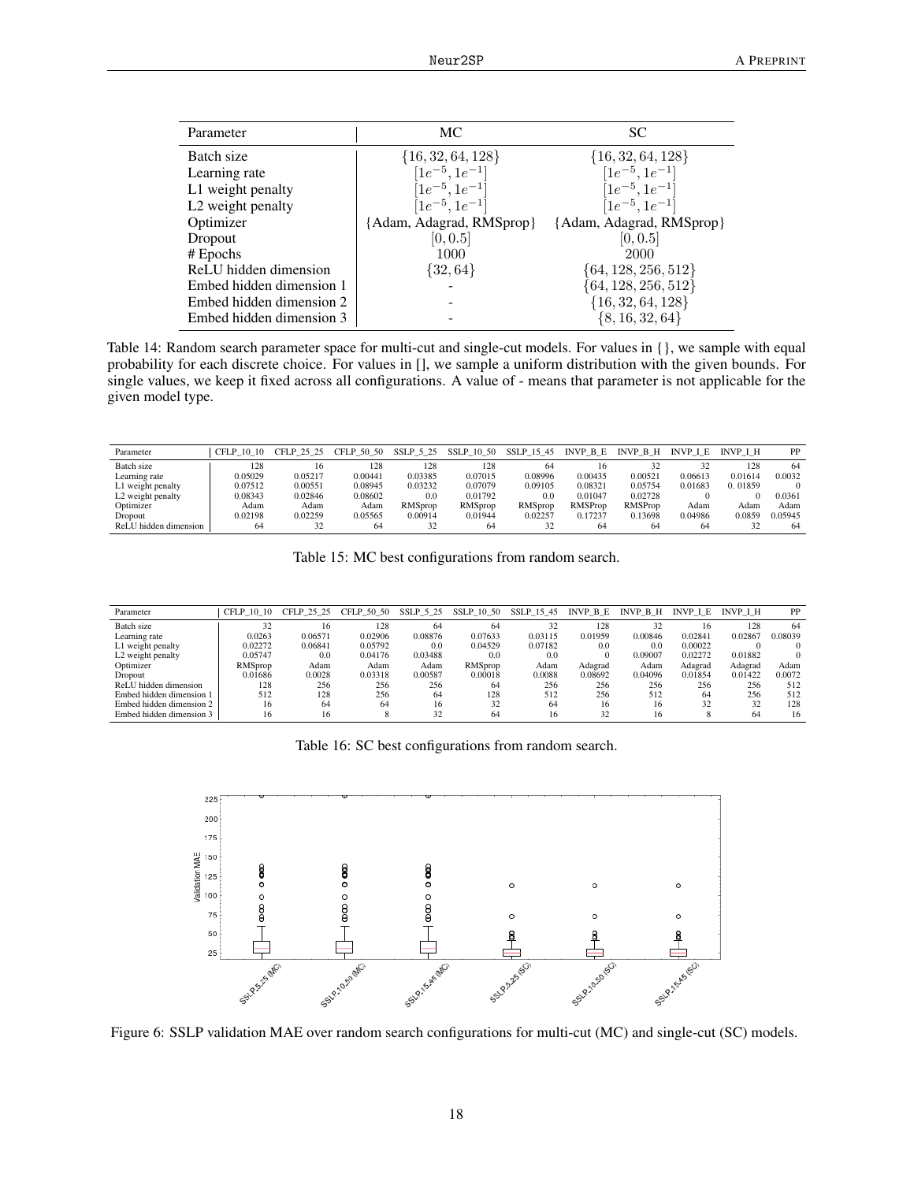| Parameter | MC | SC |
|---|---|---|
| Batch size | $\{16, 32, 64, 128\}$ | $\{16, 32, 64, 128\}$ |
| Learning rate | $[1e^{-5}, 1e^{-1}]$ | $[1e^{-5}, 1e^{-1}]$ |
| L1 weight penalty | $[1e^{-5}, 1e^{-1}]$ | $[1e^{-5}, 1e^{-1}]$ |
| L2 weight penalty | $[1e^{-5}, 1e^{-1}]$ | $[1e^{-5}, 1e^{-1}]$ |
| Optimizer | {Adam, Adagrad, RMSprop} | {Adam, Adagrad, RMSprop} |
| Dropout | $[0, 0.5]$ | $[0, 0.5]$ |
| # Epochs | 1000 | 2000 |
| ReLU hidden dimension | $\{32, 64\}$ | $\{64, 128, 256, 512\}$ |
| Embed hidden dimension 1 | - | $\{64, 128, 256, 512\}$ |
| Embed hidden dimension 2 | - | $\{16, 32, 64, 128\}$ |
| Embed hidden dimension 3 | - | $\{8, 16, 32, 64\}$ |

Table 14: Random search parameter space for multi-cut and single-cut models. For values in {}, we sample with equal probability for each discrete choice. For values in [], we sample a uniform distribution with the given bounds. For single values, we keep it fixed across all configurations. A value of - means that parameter is not applicable for the given model type.

| Parameter | CFLP_10_10 | CFLP_25_25 | CFLP_50_50 | SSLP_5_25 | SSLP_10_50 | SSLP_15_45 | INVP_B_E | INVP_B_H | INVP_I_E | INVP_I_H | PP |
|---|---|---|---|---|---|---|---|---|---|---|---|
| Batch size | 128 | 16 | 128 | 128 | 128 | 64 | 16 | 32 | 32 | 128 | 64 |
| Learning rate | 0.05029 | 0.05217 | 0.00441 | 0.03385 | 0.07015 | 0.08996 | 0.00435 | 0.00521 | 0.06613 | 0.01614 | 0.0032 |
| L1 weight penalty | 0.07512 | 0.00551 | 0.08945 | 0.03232 | 0.07079 | 0.09105 | 0.08321 | 0.05754 | 0.01683 | 0. 01859 | 0 |
| L2 weight penalty | 0.08343 | 0.02846 | 0.08602 | 0.0 | 0.01792 | 0.0 | 0.01047 | 0.02728 | 0 | 0 | 0.0361 |
| Optimizer | Adam | Adam | Adam | RMSprop | RMSprop | RMSprop | RMSProp | RMSProp | Adam | Adam | Adam |
| Dropout | 0.02198 | 0.02259 | 0.05565 | 0.00914 | 0.01944 | 0.02257 | 0.17237 | 0.13698 | 0.04986 | 0.0859 | 0.05945 |
| ReLU hidden dimension | 64 | 32 | 64 | 32 | 64 | 32 | 64 | 64 | 64 | 32 | 64 |

Table 15: MC best configurations from random search.

| Parameter | CFLP_10_10 | CFLP_25_25 | CFLP_50_50 | SSLP_5_25 | SSLP_10_50 | SSLP_15_45 | INVP_B_E | INVP_B_H | INVP_I_E | INVP_I_H | PP |
|---|---|---|---|---|---|---|---|---|---|---|---|
| Batch size | 32 | 16 | 128 | 64 | 64 | 32 | 128 | 32 | 16 | 128 | 64 |
| Learning rate | 0.0263 | 0.06571 | 0.02906 | 0.08876 | 0.07633 | 0.03115 | 0.01959 | 0.00846 | 0.02841 | 0.02867 | 0.08039 |
| L1 weight penalty | 0.02272 | 0.06841 | 0.05792 | 0.0 | 0.04529 | 0.07182 | 0.0 | 0.0 | 0.00022 | 0 | 0 |
| L2 weight penalty | 0.05747 | 0.0 | 0.04176 | 0.03488 | 0.0 | 0.0 | 0 | 0.09007 | 0.02272 | 0.01882 | 0 |
| Optimizer | RMSprop | Adam | Adam | Adam | RMSprop | Adam | Adagrad | Adam | Adagrad | Adagrad | Adam |
| Dropout | 0.01686 | 0.0028 | 0.03318 | 0.00587 | 0.00018 | 0.0088 | 0.08692 | 0.04096 | 0.01854 | 0.01422 | 0.0072 |
| ReLU hidden dimension | 128 | 256 | 256 | 256 | 64 | 256 | 256 | 256 | 256 | 256 | 512 |
| Embed hidden dimension 1 | 512 | 128 | 256 | 64 | 128 | 512 | 256 | 512 | 64 | 256 | 512 |
| Embed hidden dimension 2 | 16 | 64 | 64 | 16 | 32 | 64 | 16 | 16 | 32 | 32 | 128 |
| Embed hidden dimension 3 | 16 | 16 | 8 | 32 | 64 | 16 | 32 | 16 | 8 | 64 | 16 |

Table 16: SC best configurations from random search.

Figure 6: SSLP validation MAE over random search configurations for multi-cut (MC) and single-cut (SC) models.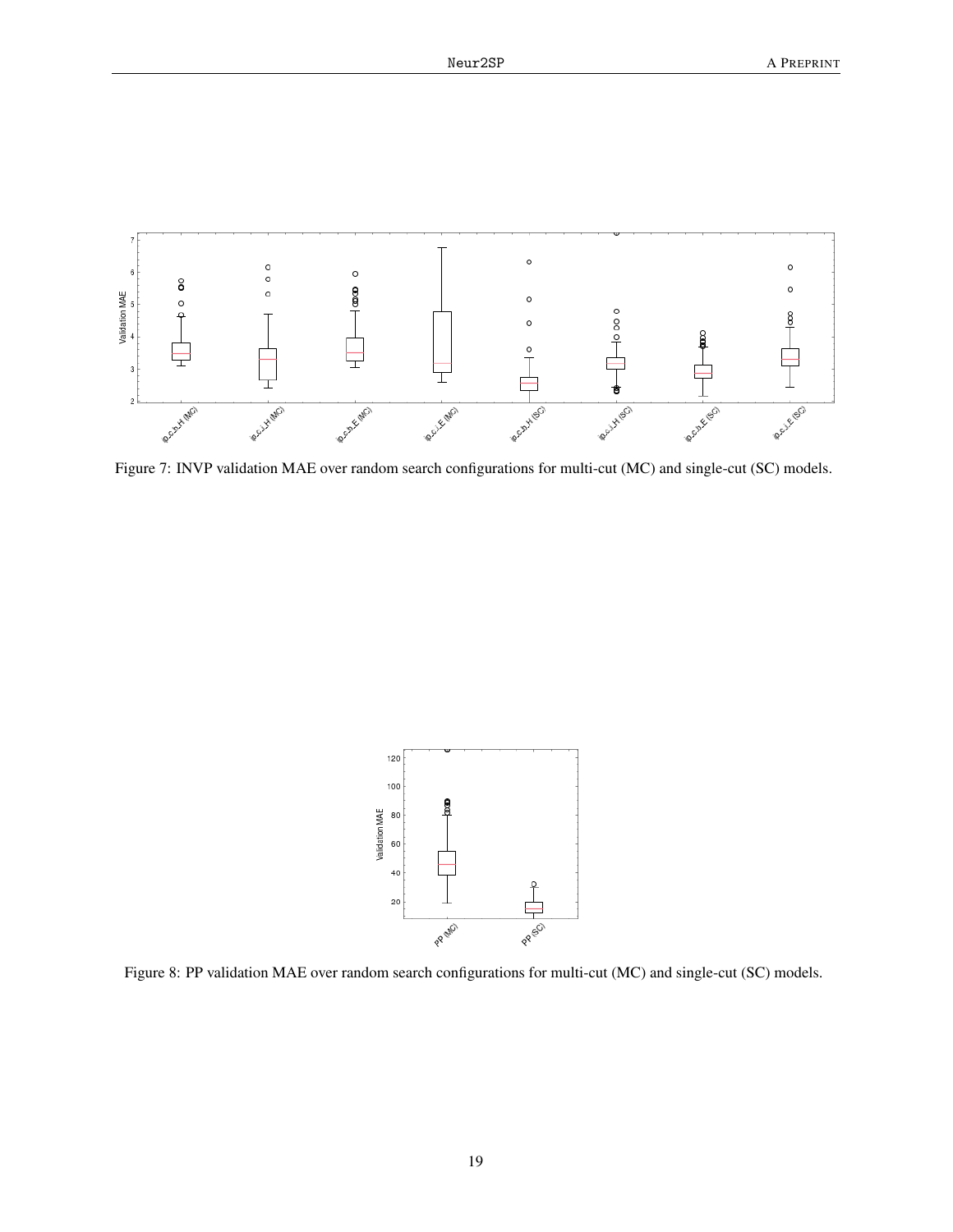Validation MAE

7
6
5
4
3
2

ip_c_b_H (MC)
ip_c_i_H (MC)
ip_c_b_E (MC)
ip_c_i_E (MC)
ip_c_b_H (SC)
ip_c_i_H (SC)
ip_c_b_E (SC)
ip_c_i_E (SC)

Figure 7: INVP validation MAE over random search configurations for multi-cut (MC) and single-cut (SC) models.

Validation MAE

120
100
80
60
40
20

PP (MC)
PP (SC)

Figure 8: PP validation MAE over random search configurations for multi-cut (MC) and single-cut (SC) models.